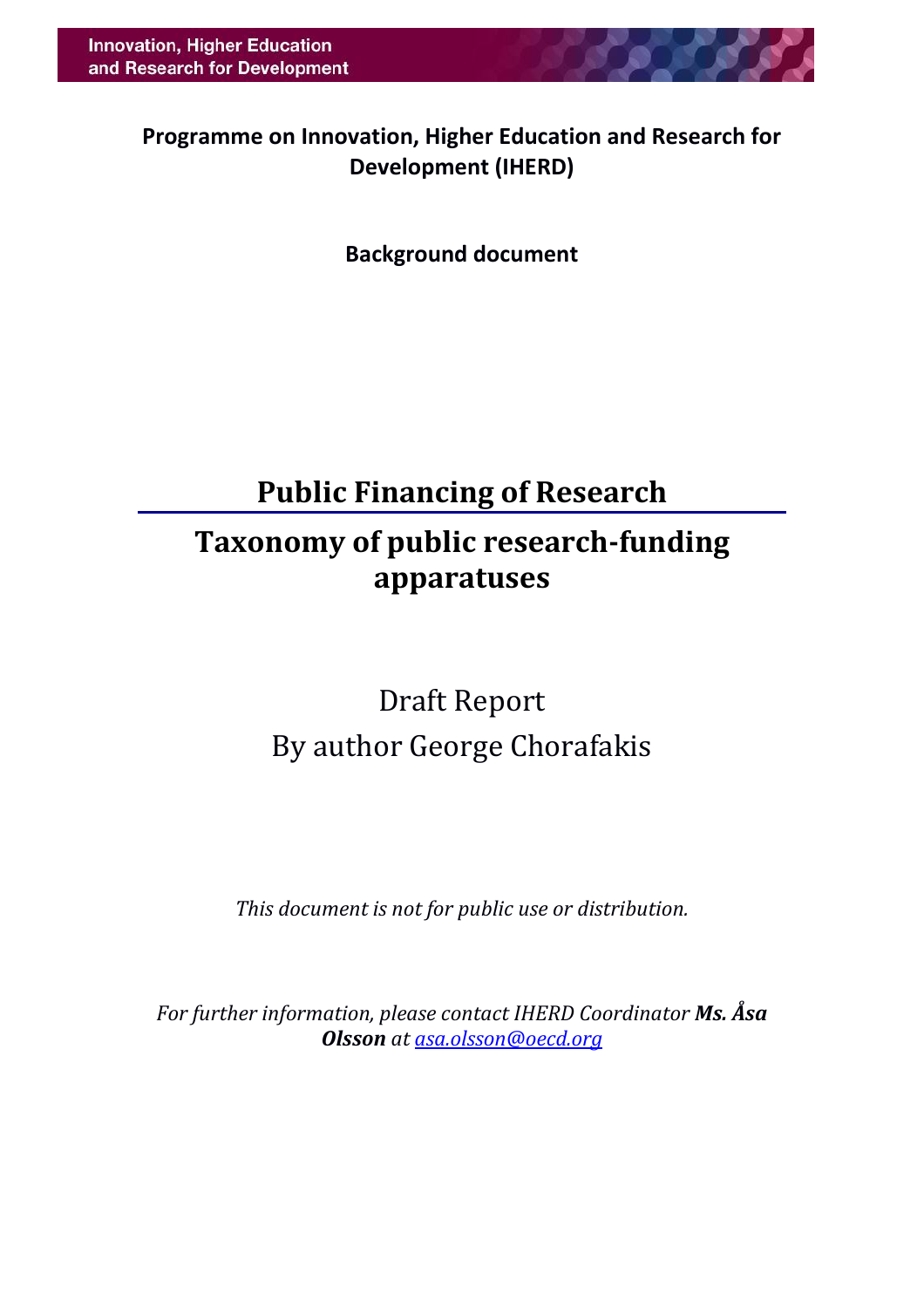Innovation, Higher Education and Research for Development

**Programme on Innovation, Higher Education and Research for Development (IHERD)**

**Background document**

# Public Financing of Research

# Taxonomy of public research-funding apparatuses

Draft Report

By author George Chorafakis

*This document is not for public use or distribution.*

*For further information, please contact IHERD Coordinator **Ms. Åsa Olsson** at [asa.olsson@oecd.org](mailto:asa.olsson@oecd.org)*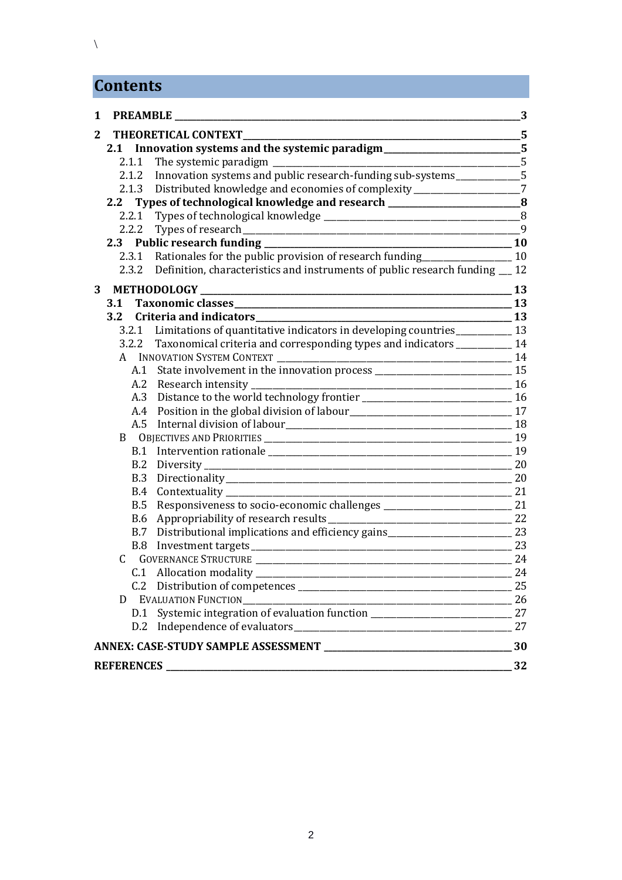\

# Contents

- **1 PREAMBLE** — 3
- **2 THEORETICAL CONTEXT** — 5
  - **2.1 Innovation systems and the systemic paradigm** — 5
    - 2.1.1 The systemic paradigm — 5
    - 2.1.2 Innovation systems and public research-funding sub-systems — 5
    - 2.1.3 Distributed knowledge and economies of complexity — 7
  - **2.2 Types of technological knowledge and research** — 8
    - 2.2.1 Types of technological knowledge — 8
    - 2.2.2 Types of research — 9
  - **2.3 Public research funding** — 10
    - 2.3.1 Rationales for the public provision of research funding — 10
    - 2.3.2 Definition, characteristics and instruments of public research funding — 12
- **3 METHODOLOGY** — 13
  - **3.1 Taxonomic classes** — 13
  - **3.2 Criteria and indicators** — 13
    - 3.2.1 Limitations of quantitative indicators in developing countries — 13
    - 3.2.2 Taxonomical criteria and corresponding types and indicators — 14
    - A INNOVATION SYSTEM CONTEXT — 14
      - A.1 State involvement in the innovation process — 15
      - A.2 Research intensity — 16
      - A.3 Distance to the world technology frontier — 16
      - A.4 Position in the global division of labour — 17
      - A.5 Internal division of labour — 18
    - B OBJECTIVES AND PRIORITIES — 19
      - B.1 Intervention rationale — 19
      - B.2 Diversity — 20
      - B.3 Directionality — 20
      - B.4 Contextuality — 21
      - B.5 Responsiveness to socio-economic challenges — 21
      - B.6 Appropriability of research results — 22
      - B.7 Distributional implications and efficiency gains — 23
      - B.8 Investment targets — 23
    - C GOVERNANCE STRUCTURE — 24
      - C.1 Allocation modality — 24
      - C.2 Distribution of competences — 25
    - D EVALUATION FUNCTION — 26
      - D.1 Systemic integration of evaluation function — 27
      - D.2 Independence of evaluators — 27
- **ANNEX: CASE-STUDY SAMPLE ASSESSMENT** — 30
- **REFERENCES** — 32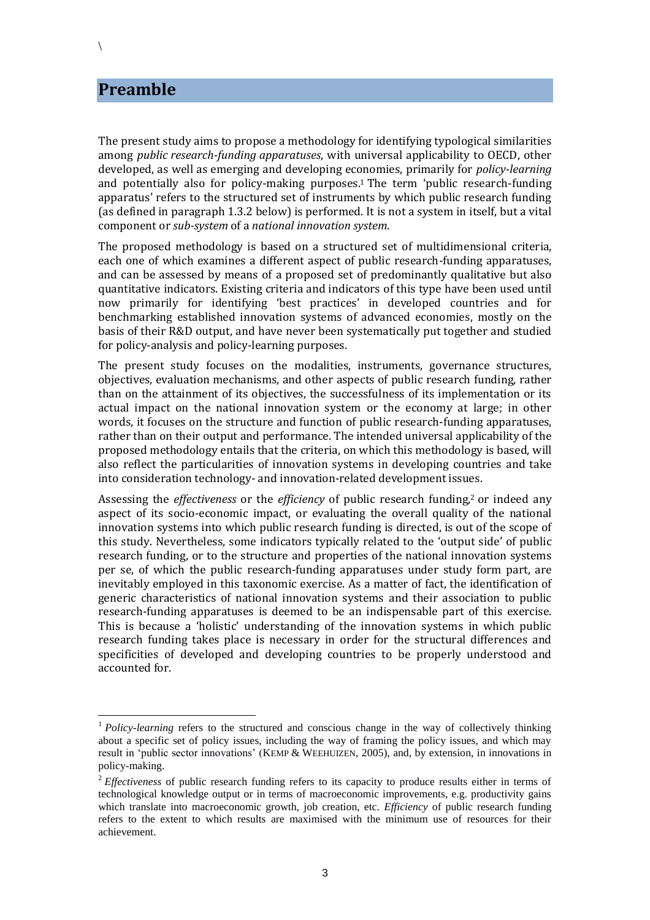\

# Preamble

The present study aims to propose a methodology for identifying typological similarities among *public research-funding apparatuses*, with universal applicability to OECD, other developed, as well as emerging and developing economies, primarily for *policy-learning* and potentially also for policy-making purposes.[1] The term 'public research-funding apparatus' refers to the structured set of instruments by which public research funding (as defined in paragraph 1.3.2 below) is performed. It is not a system in itself, but a vital component or *sub-system* of a *national innovation system*.

The proposed methodology is based on a structured set of multidimensional criteria, each one of which examines a different aspect of public research-funding apparatuses, and can be assessed by means of a proposed set of predominantly qualitative but also quantitative indicators. Existing criteria and indicators of this type have been used until now primarily for identifying 'best practices' in developed countries and for benchmarking established innovation systems of advanced economies, mostly on the basis of their R&D output, and have never been systematically put together and studied for policy-analysis and policy-learning purposes.

The present study focuses on the modalities, instruments, governance structures, objectives, evaluation mechanisms, and other aspects of public research funding, rather than on the attainment of its objectives, the successfulness of its implementation or its actual impact on the national innovation system or the economy at large; in other words, it focuses on the structure and function of public research-funding apparatuses, rather than on their output and performance. The intended universal applicability of the proposed methodology entails that the criteria, on which this methodology is based, will also reflect the particularities of innovation systems in developing countries and take into consideration technology- and innovation-related development issues.

Assessing the *effectiveness* or the *efficiency* of public research funding,[2] or indeed any aspect of its socio-economic impact, or evaluating the overall quality of the national innovation systems into which public research funding is directed, is out of the scope of this study. Nevertheless, some indicators typically related to the 'output side' of public research funding, or to the structure and properties of the national innovation systems per se, of which the public research-funding apparatuses under study form part, are inevitably employed in this taxonomic exercise. As a matter of fact, the identification of generic characteristics of national innovation systems and their association to public research-funding apparatuses is deemed to be an indispensable part of this exercise. This is because a 'holistic' understanding of the innovation systems in which public research funding takes place is necessary in order for the structural differences and specificities of developed and developing countries to be properly understood and accounted for.

---

[1] *Policy-learning* refers to the structured and conscious change in the way of collectively thinking about a specific set of policy issues, including the way of framing the policy issues, and which may result in 'public sector innovations' (KEMP & WEEHUIZEN, 2005), and, by extension, in innovations in policy-making.

[2] *Effectiveness* of public research funding refers to its capacity to produce results either in terms of technological knowledge output or in terms of macroeconomic improvements, e.g. productivity gains which translate into macroeconomic growth, job creation, etc. *Efficiency* of public research funding refers to the extent to which results are maximised with the minimum use of resources for their achievement.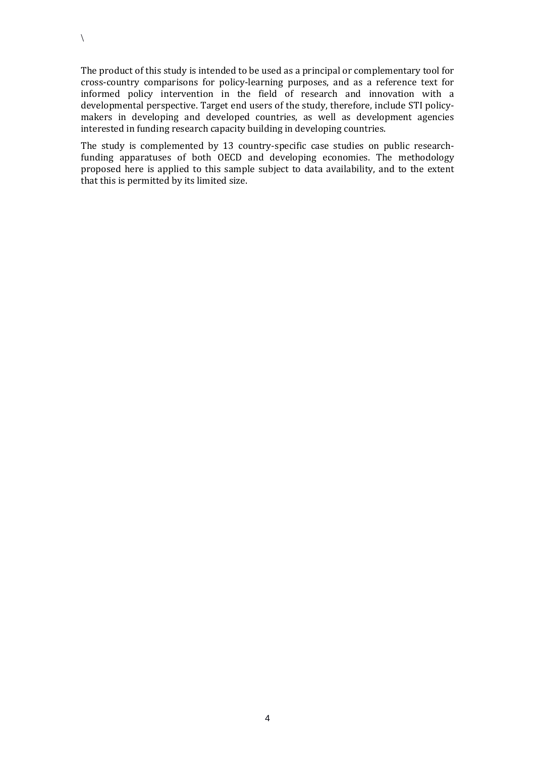\

The product of this study is intended to be used as a principal or complementary tool for cross-country comparisons for policy-learning purposes, and as a reference text for informed policy intervention in the field of research and innovation with a developmental perspective. Target end users of the study, therefore, include STI policy-makers in developing and developed countries, as well as development agencies interested in funding research capacity building in developing countries.

The study is complemented by 13 country-specific case studies on public research-funding apparatuses of both OECD and developing economies. The methodology proposed here is applied to this sample subject to data availability, and to the extent that this is permitted by its limited size.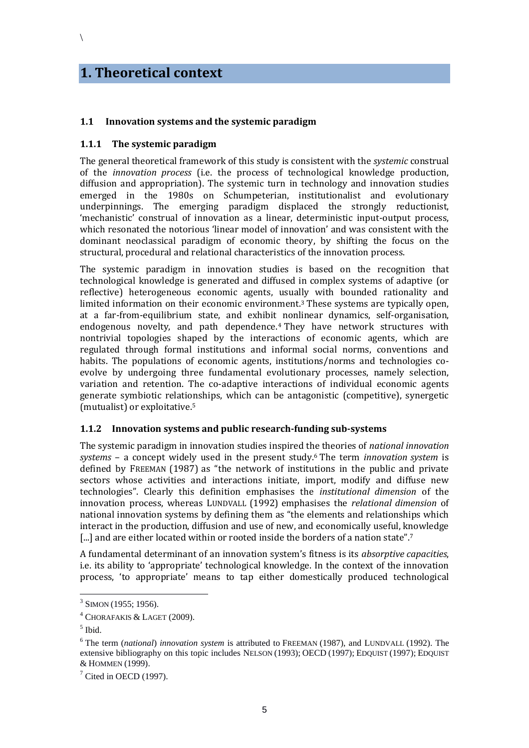\

# 1. Theoretical context

## 1.1 Innovation systems and the systemic paradigm

### 1.1.1 The systemic paradigm

The general theoretical framework of this study is consistent with the *systemic* construal of the *innovation process* (i.e. the process of technological knowledge production, diffusion and appropriation). The systemic turn in technology and innovation studies emerged in the 1980s on Schumpeterian, institutionalist and evolutionary underpinnings. The emerging paradigm displaced the strongly reductionist, 'mechanistic' construal of innovation as a linear, deterministic input-output process, which resonated the notorious 'linear model of innovation' and was consistent with the dominant neoclassical paradigm of economic theory, by shifting the focus on the structural, procedural and relational characteristics of the innovation process.

The systemic paradigm in innovation studies is based on the recognition that technological knowledge is generated and diffused in complex systems of adaptive (or reflective) heterogeneous economic agents, usually with bounded rationality and limited information on their economic environment.[3] These systems are typically open, at a far-from-equilibrium state, and exhibit nonlinear dynamics, self-organisation, endogenous novelty, and path dependence.[4] They have network structures with nontrivial topologies shaped by the interactions of economic agents, which are regulated through formal institutions and informal social norms, conventions and habits. The populations of economic agents, institutions/norms and technologies co-evolve by undergoing three fundamental evolutionary processes, namely selection, variation and retention. The co-adaptive interactions of individual economic agents generate symbiotic relationships, which can be antagonistic (competitive), synergetic (mutualist) or exploitative.[5]

### 1.1.2 Innovation systems and public research-funding sub-systems

The systemic paradigm in innovation studies inspired the theories of *national innovation systems* – a concept widely used in the present study.[6] The term *innovation system* is defined by FREEMAN (1987) as "the network of institutions in the public and private sectors whose activities and interactions initiate, import, modify and diffuse new technologies". Clearly this definition emphasises the *institutional dimension* of the innovation process, whereas LUNDVALL (1992) emphasises the *relational dimension* of national innovation systems by defining them as "the elements and relationships which interact in the production, diffusion and use of new, and economically useful, knowledge [...] and are either located within or rooted inside the borders of a nation state".[7]

A fundamental determinant of an innovation system's fitness is its *absorptive capacities*, i.e. its ability to 'appropriate' technological knowledge. In the context of the innovation process, 'to appropriate' means to tap either domestically produced technological

---

[3] SIMON (1955; 1956).

[4] CHORAFAKIS & LAGET (2009).

[5] Ibid.

[6] The term (*national*) *innovation system* is attributed to FREEMAN (1987), and LUNDVALL (1992). The extensive bibliography on this topic includes NELSON (1993); OECD (1997); EDQUIST (1997); EDQUIST & HOMMEN (1999).

[7] Cited in OECD (1997).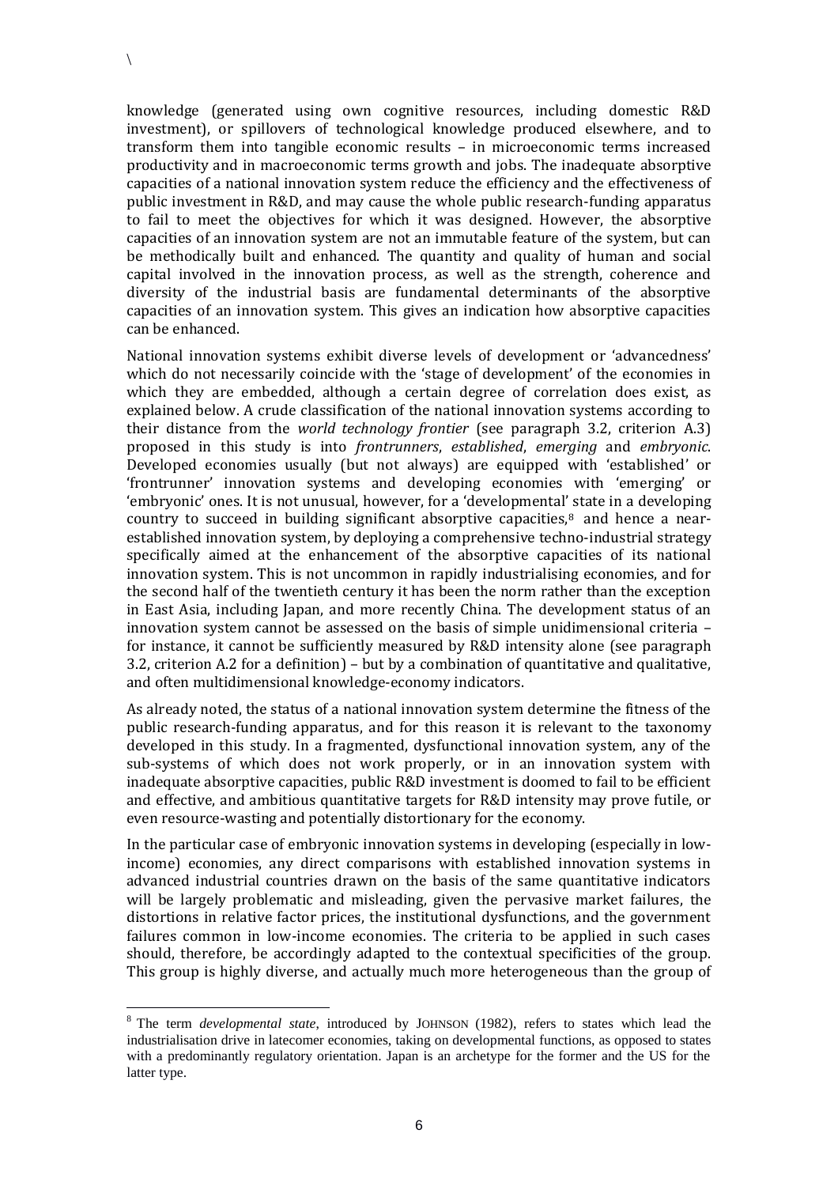knowledge (generated using own cognitive resources, including domestic R&D investment), or spillovers of technological knowledge produced elsewhere, and to transform them into tangible economic results – in microeconomic terms increased productivity and in macroeconomic terms growth and jobs. The inadequate absorptive capacities of a national innovation system reduce the efficiency and the effectiveness of public investment in R&D, and may cause the whole public research-funding apparatus to fail to meet the objectives for which it was designed. However, the absorptive capacities of an innovation system are not an immutable feature of the system, but can be methodically built and enhanced. The quantity and quality of human and social capital involved in the innovation process, as well as the strength, coherence and diversity of the industrial basis are fundamental determinants of the absorptive capacities of an innovation system. This gives an indication how absorptive capacities can be enhanced.

National innovation systems exhibit diverse levels of development or 'advancedness' which do not necessarily coincide with the 'stage of development' of the economies in which they are embedded, although a certain degree of correlation does exist, as explained below. A crude classification of the national innovation systems according to their distance from the *world technology frontier* (see paragraph 3.2, criterion A.3) proposed in this study is into *frontrunners*, *established*, *emerging* and *embryonic*. Developed economies usually (but not always) are equipped with 'established' or 'frontrunner' innovation systems and developing economies with 'emerging' or 'embryonic' ones. It is not unusual, however, for a 'developmental' state in a developing country to succeed in building significant absorptive capacities,[8] and hence a near-established innovation system, by deploying a comprehensive techno-industrial strategy specifically aimed at the enhancement of the absorptive capacities of its national innovation system. This is not uncommon in rapidly industrialising economies, and for the second half of the twentieth century it has been the norm rather than the exception in East Asia, including Japan, and more recently China. The development status of an innovation system cannot be assessed on the basis of simple unidimensional criteria – for instance, it cannot be sufficiently measured by R&D intensity alone (see paragraph 3.2, criterion A.2 for a definition) – but by a combination of quantitative and qualitative, and often multidimensional knowledge-economy indicators.

As already noted, the status of a national innovation system determine the fitness of the public research-funding apparatus, and for this reason it is relevant to the taxonomy developed in this study. In a fragmented, dysfunctional innovation system, any of the sub-systems of which does not work properly, or in an innovation system with inadequate absorptive capacities, public R&D investment is doomed to fail to be efficient and effective, and ambitious quantitative targets for R&D intensity may prove futile, or even resource-wasting and potentially distortionary for the economy.

In the particular case of embryonic innovation systems in developing (especially in low-income) economies, any direct comparisons with established innovation systems in advanced industrial countries drawn on the basis of the same quantitative indicators will be largely problematic and misleading, given the pervasive market failures, the distortions in relative factor prices, the institutional dysfunctions, and the government failures common in low-income economies. The criteria to be applied in such cases should, therefore, be accordingly adapted to the contextual specificities of the group. This group is highly diverse, and actually much more heterogeneous than the group of

[8] The term *developmental state*, introduced by JOHNSON (1982), refers to states which lead the industrialisation drive in latecomer economies, taking on developmental functions, as opposed to states with a predominantly regulatory orientation. Japan is an archetype for the former and the US for the latter type.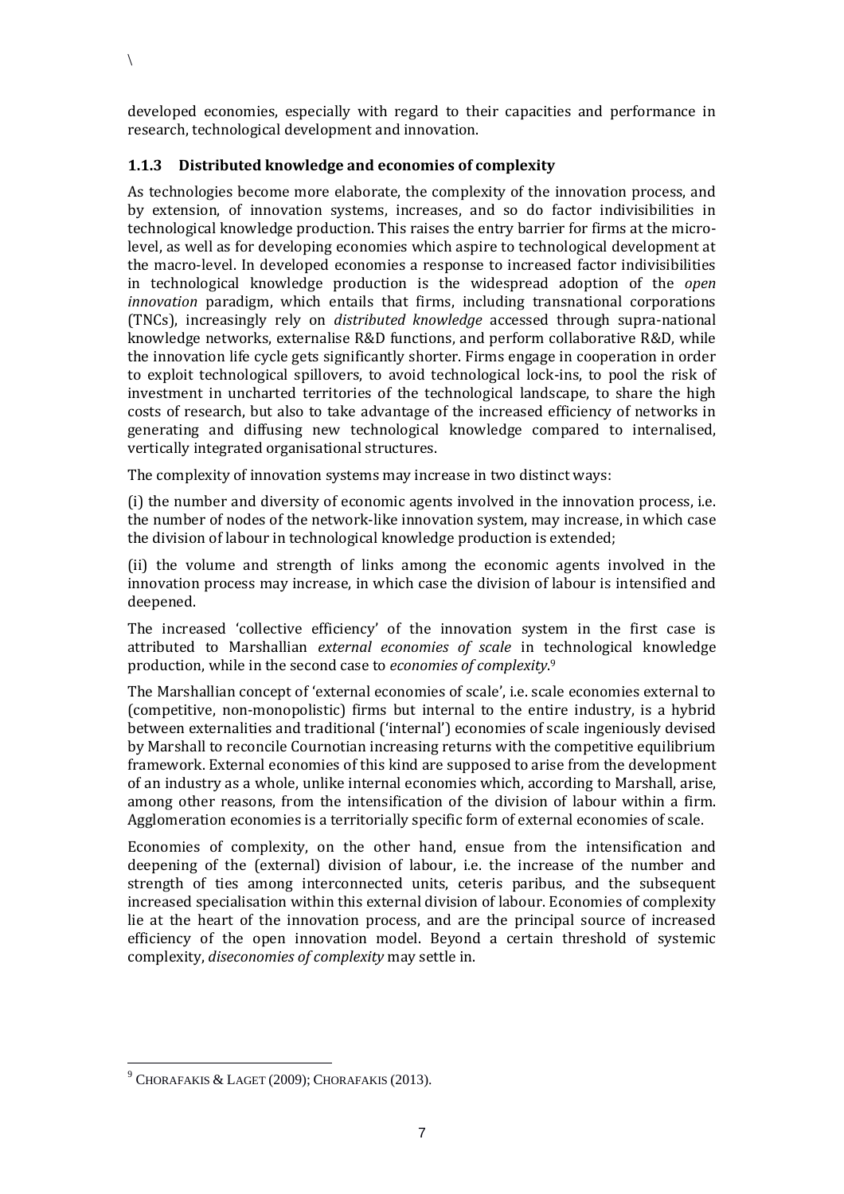developed economies, especially with regard to their capacities and performance in research, technological development and innovation.

### 1.1.3 Distributed knowledge and economies of complexity

As technologies become more elaborate, the complexity of the innovation process, and by extension, of innovation systems, increases, and so do factor indivisibilities in technological knowledge production. This raises the entry barrier for firms at the micro-level, as well as for developing economies which aspire to technological development at the macro-level. In developed economies a response to increased factor indivisibilities in technological knowledge production is the widespread adoption of the *open innovation* paradigm, which entails that firms, including transnational corporations (TNCs), increasingly rely on *distributed knowledge* accessed through supra-national knowledge networks, externalise R&D functions, and perform collaborative R&D, while the innovation life cycle gets significantly shorter. Firms engage in cooperation in order to exploit technological spillovers, to avoid technological lock-ins, to pool the risk of investment in uncharted territories of the technological landscape, to share the high costs of research, but also to take advantage of the increased efficiency of networks in generating and diffusing new technological knowledge compared to internalised, vertically integrated organisational structures.

The complexity of innovation systems may increase in two distinct ways:

(i) the number and diversity of economic agents involved in the innovation process, i.e. the number of nodes of the network-like innovation system, may increase, in which case the division of labour in technological knowledge production is extended;

(ii) the volume and strength of links among the economic agents involved in the innovation process may increase, in which case the division of labour is intensified and deepened.

The increased 'collective efficiency' of the innovation system in the first case is attributed to Marshallian *external economies of scale* in technological knowledge production, while in the second case to *economies of complexity*.[9]

The Marshallian concept of 'external economies of scale', i.e. scale economies external to (competitive, non-monopolistic) firms but internal to the entire industry, is a hybrid between externalities and traditional ('internal') economies of scale ingeniously devised by Marshall to reconcile Cournotian increasing returns with the competitive equilibrium framework. External economies of this kind are supposed to arise from the development of an industry as a whole, unlike internal economies which, according to Marshall, arise, among other reasons, from the intensification of the division of labour within a firm. Agglomeration economies is a territorially specific form of external economies of scale.

Economies of complexity, on the other hand, ensue from the intensification and deepening of the (external) division of labour, i.e. the increase of the number and strength of ties among interconnected units, ceteris paribus, and the subsequent increased specialisation within this external division of labour. Economies of complexity lie at the heart of the innovation process, and are the principal source of increased efficiency of the open innovation model. Beyond a certain threshold of systemic complexity, *diseconomies of complexity* may settle in.

---

[9] CHORAFAKIS & LAGET (2009); CHORAFAKIS (2013).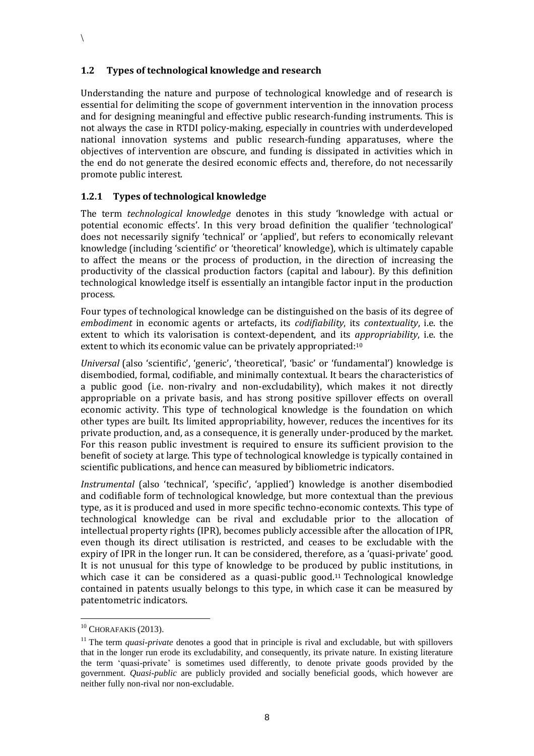\

## 1.2 Types of technological knowledge and research

Understanding the nature and purpose of technological knowledge and of research is essential for delimiting the scope of government intervention in the innovation process and for designing meaningful and effective public research-funding instruments. This is not always the case in RTDI policy-making, especially in countries with underdeveloped national innovation systems and public research-funding apparatuses, where the objectives of intervention are obscure, and funding is dissipated in activities which in the end do not generate the desired economic effects and, therefore, do not necessarily promote public interest.

### 1.2.1 Types of technological knowledge

The term *technological knowledge* denotes in this study 'knowledge with actual or potential economic effects'. In this very broad definition the qualifier 'technological' does not necessarily signify 'technical' or 'applied', but refers to economically relevant knowledge (including 'scientific' or 'theoretical' knowledge), which is ultimately capable to affect the means or the process of production, in the direction of increasing the productivity of the classical production factors (capital and labour). By this definition technological knowledge itself is essentially an intangible factor input in the production process.

Four types of technological knowledge can be distinguished on the basis of its degree of *embodiment* in economic agents or artefacts, its *codifiability*, its *contextuality*, i.e. the extent to which its valorisation is context-dependent, and its *appropriability*, i.e. the extent to which its economic value can be privately appropriated:[10]

*Universal* (also 'scientific', 'generic', 'theoretical', 'basic' or 'fundamental') knowledge is disembodied, formal, codifiable, and minimally contextual. It bears the characteristics of a public good (i.e. non-rivalry and non-excludability), which makes it not directly appropriable on a private basis, and has strong positive spillover effects on overall economic activity. This type of technological knowledge is the foundation on which other types are built. Its limited appropriability, however, reduces the incentives for its private production, and, as a consequence, it is generally under-produced by the market. For this reason public investment is required to ensure its sufficient provision to the benefit of society at large. This type of technological knowledge is typically contained in scientific publications, and hence can measured by bibliometric indicators.

*Instrumental* (also 'technical', 'specific', 'applied') knowledge is another disembodied and codifiable form of technological knowledge, but more contextual than the previous type, as it is produced and used in more specific techno-economic contexts. This type of technological knowledge can be rival and excludable prior to the allocation of intellectual property rights (IPR), becomes publicly accessible after the allocation of IPR, even though its direct utilisation is restricted, and ceases to be excludable with the expiry of IPR in the longer run. It can be considered, therefore, as a 'quasi-private' good. It is not unusual for this type of knowledge to be produced by public institutions, in which case it can be considered as a quasi-public good.[11] Technological knowledge contained in patents usually belongs to this type, in which case it can be measured by patentometric indicators.

---

[10] CHORAFAKIS (2013).

[11] The term *quasi-private* denotes a good that in principle is rival and excludable, but with spillovers that in the longer run erode its excludability, and consequently, its private nature. In existing literature the term 'quasi-private' is sometimes used differently, to denote private goods provided by the government. *Quasi-public* are publicly provided and socially beneficial goods, which however are neither fully non-rival nor non-excludable.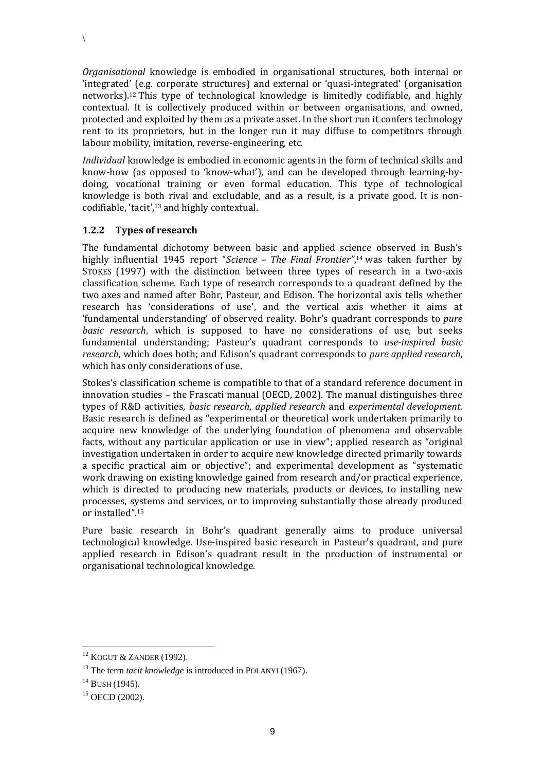\

*Organisational* knowledge is embodied in organisational structures, both internal or 'integrated' (e.g. corporate structures) and external or 'quasi-integrated' (organisation networks).[12] This type of technological knowledge is limitedly codifiable, and highly contextual. It is collectively produced within or between organisations, and owned, protected and exploited by them as a private asset. In the short run it confers technology rent to its proprietors, but in the longer run it may diffuse to competitors through labour mobility, imitation, reverse-engineering, etc.

*Individual* knowledge is embodied in economic agents in the form of technical skills and know-how (as opposed to 'know-what'), and can be developed through learning-by-doing, vocational training or even formal education. This type of technological knowledge is both rival and excludable, and as a result, is a private good. It is non-codifiable, 'tacit',[13] and highly contextual.

### 1.2.2 Types of research

The fundamental dichotomy between basic and applied science observed in Bush's highly influential 1945 report "*Science – The Final Frontier*",[14] was taken further by STOKES (1997) with the distinction between three types of research in a two-axis classification scheme. Each type of research corresponds to a quadrant defined by the two axes and named after Bohr, Pasteur, and Edison. The horizontal axis tells whether research has 'considerations of use', and the vertical axis whether it aims at 'fundamental understanding' of observed reality. Bohr's quadrant corresponds to *pure basic research*, which is supposed to have no considerations of use, but seeks fundamental understanding; Pasteur's quadrant corresponds to *use-inspired basic research*, which does both; and Edison's quadrant corresponds to *pure applied research*, which has only considerations of use.

Stokes's classification scheme is compatible to that of a standard reference document in innovation studies – the Frascati manual (OECD, 2002). The manual distinguishes three types of R&D activities, *basic research*, *applied research* and *experimental development*. Basic research is defined as "experimental or theoretical work undertaken primarily to acquire new knowledge of the underlying foundation of phenomena and observable facts, without any particular application or use in view"; applied research as "original investigation undertaken in order to acquire new knowledge directed primarily towards a specific practical aim or objective"; and experimental development as "systematic work drawing on existing knowledge gained from research and/or practical experience, which is directed to producing new materials, products or devices, to installing new processes, systems and services, or to improving substantially those already produced or installed".[15]

Pure basic research in Bohr's quadrant generally aims to produce universal technological knowledge. Use-inspired basic research in Pasteur's quadrant, and pure applied research in Edison's quadrant result in the production of instrumental or organisational technological knowledge.

---

[12] KOGUT & ZANDER (1992).

[13] The term *tacit knowledge* is introduced in POLANYI (1967).

[14] BUSH (1945).

[15] OECD (2002).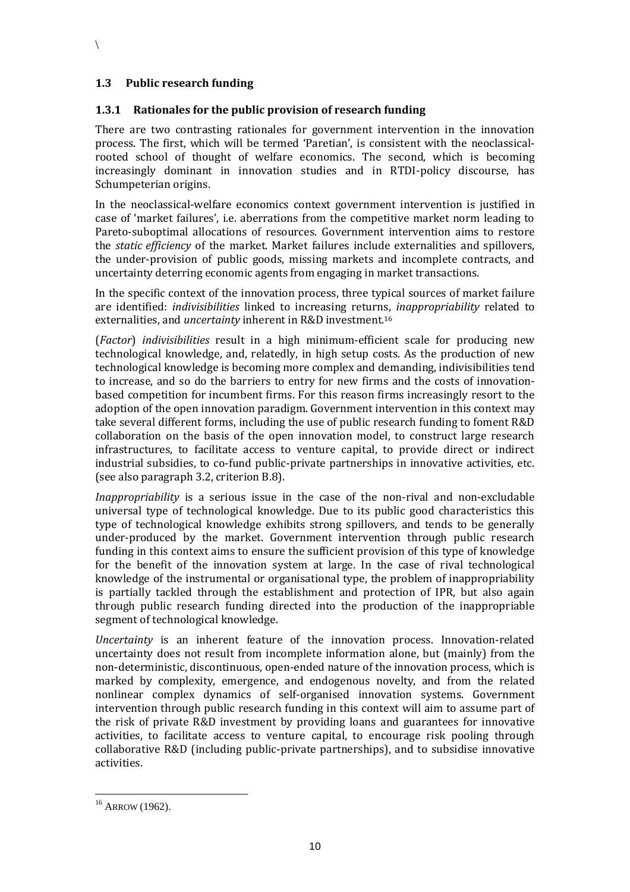## 1.3 Public research funding

### 1.3.1 Rationales for the public provision of research funding

There are two contrasting rationales for government intervention in the innovation process. The first, which will be termed 'Paretian', is consistent with the neoclassical-rooted school of thought of welfare economics. The second, which is becoming increasingly dominant in innovation studies and in RTDI-policy discourse, has Schumpeterian origins.

In the neoclassical-welfare economics context government intervention is justified in case of 'market failures', i.e. aberrations from the competitive market norm leading to Pareto-suboptimal allocations of resources. Government intervention aims to restore the *static efficiency* of the market. Market failures include externalities and spillovers, the under-provision of public goods, missing markets and incomplete contracts, and uncertainty deterring economic agents from engaging in market transactions.

In the specific context of the innovation process, three typical sources of market failure are identified: *indivisibilities* linked to increasing returns, *inappropriability* related to externalities, and *uncertainty* inherent in R&D investment.[16]

(*Factor*) *indivisibilities* result in a high minimum-efficient scale for producing new technological knowledge, and, relatedly, in high setup costs. As the production of new technological knowledge is becoming more complex and demanding, indivisibilities tend to increase, and so do the barriers to entry for new firms and the costs of innovation-based competition for incumbent firms. For this reason firms increasingly resort to the adoption of the open innovation paradigm. Government intervention in this context may take several different forms, including the use of public research funding to foment R&D collaboration on the basis of the open innovation model, to construct large research infrastructures, to facilitate access to venture capital, to provide direct or indirect industrial subsidies, to co-fund public-private partnerships in innovative activities, etc. (see also paragraph 3.2, criterion B.8).

*Inappropriability* is a serious issue in the case of the non-rival and non-excludable universal type of technological knowledge. Due to its public good characteristics this type of technological knowledge exhibits strong spillovers, and tends to be generally under-produced by the market. Government intervention through public research funding in this context aims to ensure the sufficient provision of this type of knowledge for the benefit of the innovation system at large. In the case of rival technological knowledge of the instrumental or organisational type, the problem of inappropriability is partially tackled through the establishment and protection of IPR, but also again through public research funding directed into the production of the inappropriable segment of technological knowledge.

*Uncertainty* is an inherent feature of the innovation process. Innovation-related uncertainty does not result from incomplete information alone, but (mainly) from the non-deterministic, discontinuous, open-ended nature of the innovation process, which is marked by complexity, emergence, and endogenous novelty, and from the related nonlinear complex dynamics of self-organised innovation systems. Government intervention through public research funding in this context will aim to assume part of the risk of private R&D investment by providing loans and guarantees for innovative activities, to facilitate access to venture capital, to encourage risk pooling through collaborative R&D (including public-private partnerships), and to subsidise innovative activities.

---

[16] ARROW (1962).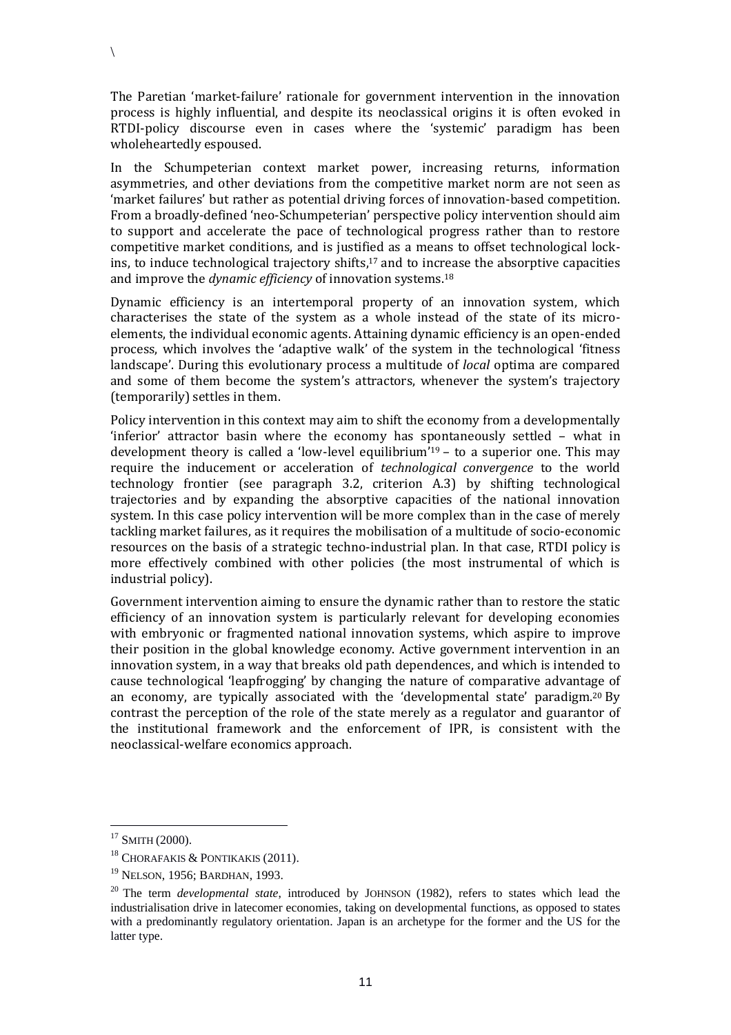The Paretian 'market-failure' rationale for government intervention in the innovation process is highly influential, and despite its neoclassical origins it is often evoked in RTDI-policy discourse even in cases where the 'systemic' paradigm has been wholeheartedly espoused.

In the Schumpeterian context market power, increasing returns, information asymmetries, and other deviations from the competitive market norm are not seen as 'market failures' but rather as potential driving forces of innovation-based competition. From a broadly-defined 'neo-Schumpeterian' perspective policy intervention should aim to support and accelerate the pace of technological progress rather than to restore competitive market conditions, and is justified as a means to offset technological lock-ins, to induce technological trajectory shifts,[17] and to increase the absorptive capacities and improve the *dynamic efficiency* of innovation systems.[18]

Dynamic efficiency is an intertemporal property of an innovation system, which characterises the state of the system as a whole instead of the state of its micro-elements, the individual economic agents. Attaining dynamic efficiency is an open-ended process, which involves the 'adaptive walk' of the system in the technological 'fitness landscape'. During this evolutionary process a multitude of *local* optima are compared and some of them become the system's attractors, whenever the system's trajectory (temporarily) settles in them.

Policy intervention in this context may aim to shift the economy from a developmentally 'inferior' attractor basin where the economy has spontaneously settled – what in development theory is called a 'low-level equilibrium'[19] – to a superior one. This may require the inducement or acceleration of *technological convergence* to the world technology frontier (see paragraph 3.2, criterion A.3) by shifting technological trajectories and by expanding the absorptive capacities of the national innovation system. In this case policy intervention will be more complex than in the case of merely tackling market failures, as it requires the mobilisation of a multitude of socio-economic resources on the basis of a strategic techno-industrial plan. In that case, RTDI policy is more effectively combined with other policies (the most instrumental of which is industrial policy).

Government intervention aiming to ensure the dynamic rather than to restore the static efficiency of an innovation system is particularly relevant for developing economies with embryonic or fragmented national innovation systems, which aspire to improve their position in the global knowledge economy. Active government intervention in an innovation system, in a way that breaks old path dependences, and which is intended to cause technological 'leapfrogging' by changing the nature of comparative advantage of an economy, are typically associated with the 'developmental state' paradigm.[20] By contrast the perception of the role of the state merely as a regulator and guarantor of the institutional framework and the enforcement of IPR, is consistent with the neoclassical-welfare economics approach.

---

[17] SMITH (2000).

[18] CHORAFAKIS & PONTIKAKIS (2011).

[19] NELSON, 1956; BARDHAN, 1993.

[20] The term *developmental state*, introduced by JOHNSON (1982), refers to states which lead the industrialisation drive in latecomer economies, taking on developmental functions, as opposed to states with a predominantly regulatory orientation. Japan is an archetype for the former and the US for the latter type.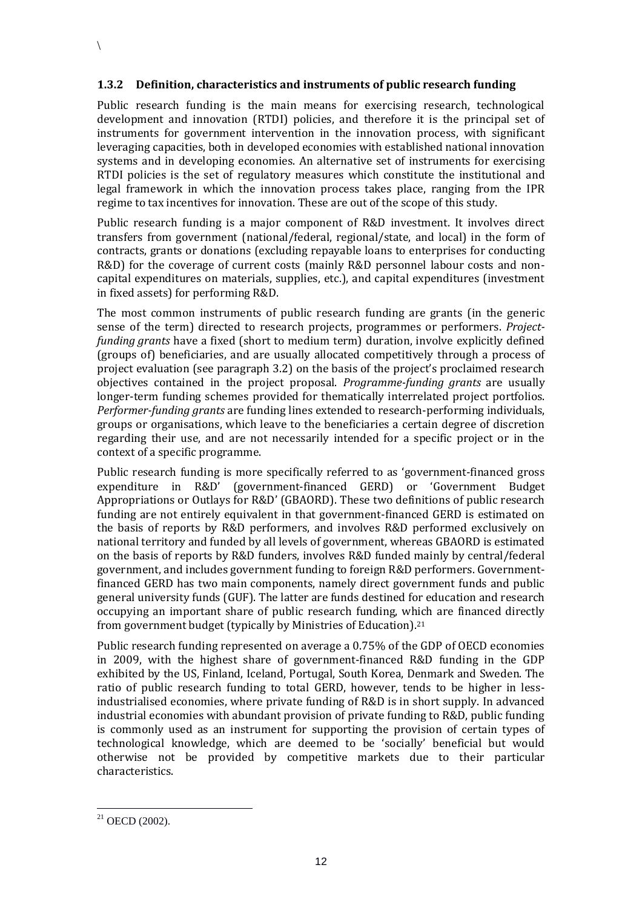### 1.3.2 Definition, characteristics and instruments of public research funding

Public research funding is the main means for exercising research, technological development and innovation (RTDI) policies, and therefore it is the principal set of instruments for government intervention in the innovation process, with significant leveraging capacities, both in developed economies with established national innovation systems and in developing economies. An alternative set of instruments for exercising RTDI policies is the set of regulatory measures which constitute the institutional and legal framework in which the innovation process takes place, ranging from the IPR regime to tax incentives for innovation. These are out of the scope of this study.

Public research funding is a major component of R&D investment. It involves direct transfers from government (national/federal, regional/state, and local) in the form of contracts, grants or donations (excluding repayable loans to enterprises for conducting R&D) for the coverage of current costs (mainly R&D personnel labour costs and non-capital expenditures on materials, supplies, etc.), and capital expenditures (investment in fixed assets) for performing R&D.

The most common instruments of public research funding are grants (in the generic sense of the term) directed to research projects, programmes or performers. *Project-funding grants* have a fixed (short to medium term) duration, involve explicitly defined (groups of) beneficiaries, and are usually allocated competitively through a process of project evaluation (see paragraph 3.2) on the basis of the project's proclaimed research objectives contained in the project proposal. *Programme-funding grants* are usually longer-term funding schemes provided for thematically interrelated project portfolios. *Performer-funding grants* are funding lines extended to research-performing individuals, groups or organisations, which leave to the beneficiaries a certain degree of discretion regarding their use, and are not necessarily intended for a specific project or in the context of a specific programme.

Public research funding is more specifically referred to as 'government-financed gross expenditure in R&D' (government-financed GERD) or 'Government Budget Appropriations or Outlays for R&D' (GBAORD). These two definitions of public research funding are not entirely equivalent in that government-financed GERD is estimated on the basis of reports by R&D performers, and involves R&D performed exclusively on national territory and funded by all levels of government, whereas GBAORD is estimated on the basis of reports by R&D funders, involves R&D funded mainly by central/federal government, and includes government funding to foreign R&D performers. Government-financed GERD has two main components, namely direct government funds and public general university funds (GUF). The latter are funds destined for education and research occupying an important share of public research funding, which are financed directly from government budget (typically by Ministries of Education).[21]

Public research funding represented on average a 0.75% of the GDP of OECD economies in 2009, with the highest share of government-financed R&D funding in the GDP exhibited by the US, Finland, Iceland, Portugal, South Korea, Denmark and Sweden. The ratio of public research funding to total GERD, however, tends to be higher in less-industrialised economies, where private funding of R&D is in short supply. In advanced industrial economies with abundant provision of private funding to R&D, public funding is commonly used as an instrument for supporting the provision of certain types of technological knowledge, which are deemed to be 'socially' beneficial but would otherwise not be provided by competitive markets due to their particular characteristics.

[21] OECD (2002).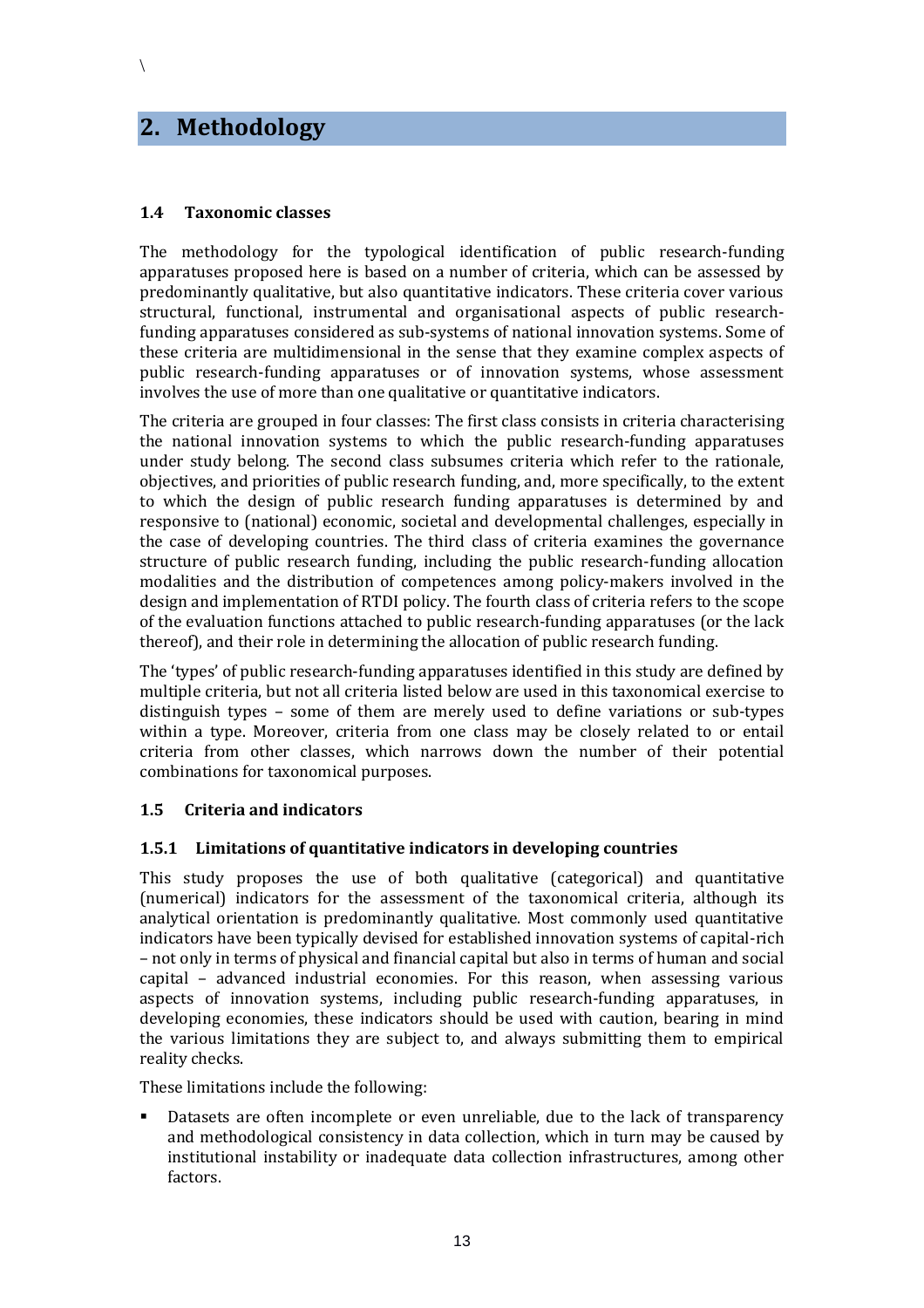\

# 2. Methodology

### 1.4 Taxonomic classes

The methodology for the typological identification of public research-funding apparatuses proposed here is based on a number of criteria, which can be assessed by predominantly qualitative, but also quantitative indicators. These criteria cover various structural, functional, instrumental and organisational aspects of public research-funding apparatuses considered as sub-systems of national innovation systems. Some of these criteria are multidimensional in the sense that they examine complex aspects of public research-funding apparatuses or of innovation systems, whose assessment involves the use of more than one qualitative or quantitative indicators.

The criteria are grouped in four classes: The first class consists in criteria characterising the national innovation systems to which the public research-funding apparatuses under study belong. The second class subsumes criteria which refer to the rationale, objectives, and priorities of public research funding, and, more specifically, to the extent to which the design of public research funding apparatuses is determined by and responsive to (national) economic, societal and developmental challenges, especially in the case of developing countries. The third class of criteria examines the governance structure of public research funding, including the public research-funding allocation modalities and the distribution of competences among policy-makers involved in the design and implementation of RTDI policy. The fourth class of criteria refers to the scope of the evaluation functions attached to public research-funding apparatuses (or the lack thereof), and their role in determining the allocation of public research funding.

The 'types' of public research-funding apparatuses identified in this study are defined by multiple criteria, but not all criteria listed below are used in this taxonomical exercise to distinguish types – some of them are merely used to define variations or sub-types within a type. Moreover, criteria from one class may be closely related to or entail criteria from other classes, which narrows down the number of their potential combinations for taxonomical purposes.

### 1.5 Criteria and indicators

#### 1.5.1 Limitations of quantitative indicators in developing countries

This study proposes the use of both qualitative (categorical) and quantitative (numerical) indicators for the assessment of the taxonomical criteria, although its analytical orientation is predominantly qualitative. Most commonly used quantitative indicators have been typically devised for established innovation systems of capital-rich – not only in terms of physical and financial capital but also in terms of human and social capital – advanced industrial economies. For this reason, when assessing various aspects of innovation systems, including public research-funding apparatuses, in developing economies, these indicators should be used with caution, bearing in mind the various limitations they are subject to, and always submitting them to empirical reality checks.

These limitations include the following:

- Datasets are often incomplete or even unreliable, due to the lack of transparency and methodological consistency in data collection, which in turn may be caused by institutional instability or inadequate data collection infrastructures, among other factors.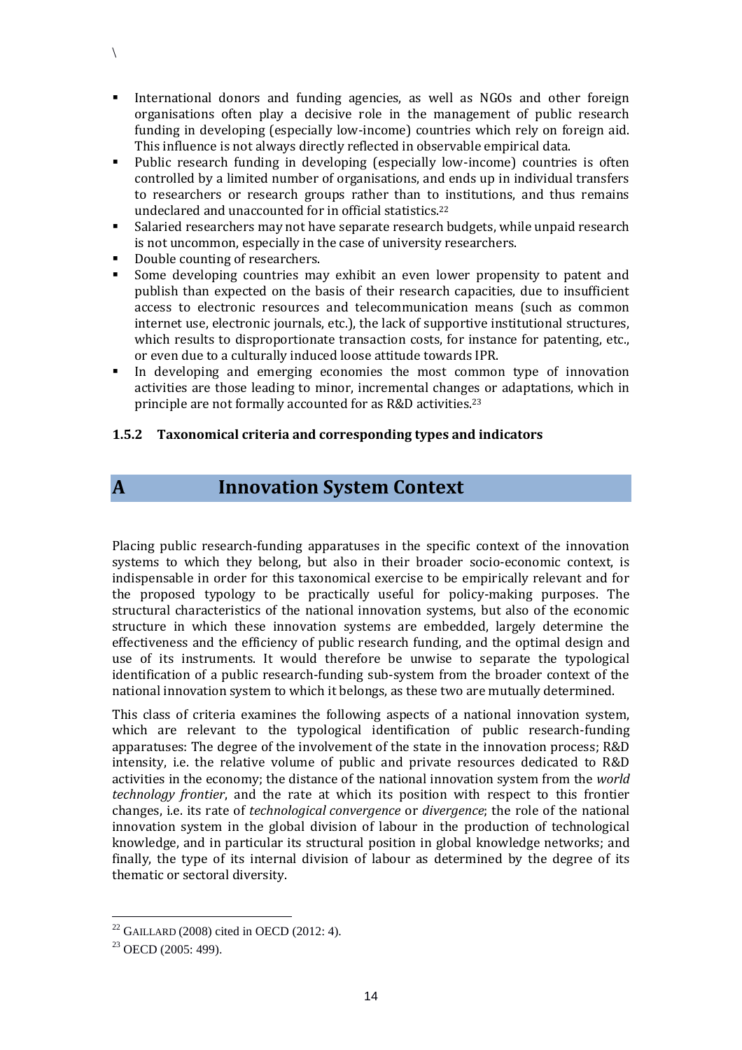\

- International donors and funding agencies, as well as NGOs and other foreign organisations often play a decisive role in the management of public research funding in developing (especially low-income) countries which rely on foreign aid. This influence is not always directly reflected in observable empirical data.
- Public research funding in developing (especially low-income) countries is often controlled by a limited number of organisations, and ends up in individual transfers to researchers or research groups rather than to institutions, and thus remains undeclared and unaccounted for in official statistics.[22]
- Salaried researchers may not have separate research budgets, while unpaid research is not uncommon, especially in the case of university researchers.
- Double counting of researchers.
- Some developing countries may exhibit an even lower propensity to patent and publish than expected on the basis of their research capacities, due to insufficient access to electronic resources and telecommunication means (such as common internet use, electronic journals, etc.), the lack of supportive institutional structures, which results to disproportionate transaction costs, for instance for patenting, etc., or even due to a culturally induced loose attitude towards IPR.
- In developing and emerging economies the most common type of innovation activities are those leading to minor, incremental changes or adaptations, which in principle are not formally accounted for as R&D activities.[23]

### 1.5.2 Taxonomical criteria and corresponding types and indicators

## A Innovation System Context

Placing public research-funding apparatuses in the specific context of the innovation systems to which they belong, but also in their broader socio-economic context, is indispensable in order for this taxonomical exercise to be empirically relevant and for the proposed typology to be practically useful for policy-making purposes. The structural characteristics of the national innovation systems, but also of the economic structure in which these innovation systems are embedded, largely determine the effectiveness and the efficiency of public research funding, and the optimal design and use of its instruments. It would therefore be unwise to separate the typological identification of a public research-funding sub-system from the broader context of the national innovation system to which it belongs, as these two are mutually determined.

This class of criteria examines the following aspects of a national innovation system, which are relevant to the typological identification of public research-funding apparatuses: The degree of the involvement of the state in the innovation process; R&D intensity, i.e. the relative volume of public and private resources dedicated to R&D activities in the economy; the distance of the national innovation system from the *world technology frontier*, and the rate at which its position with respect to this frontier changes, i.e. its rate of *technological convergence* or *divergence*; the role of the national innovation system in the global division of labour in the production of technological knowledge, and in particular its structural position in global knowledge networks; and finally, the type of its internal division of labour as determined by the degree of its thematic or sectoral diversity.

---

[22] GAILLARD (2008) cited in OECD (2012: 4).

[23] OECD (2005: 499).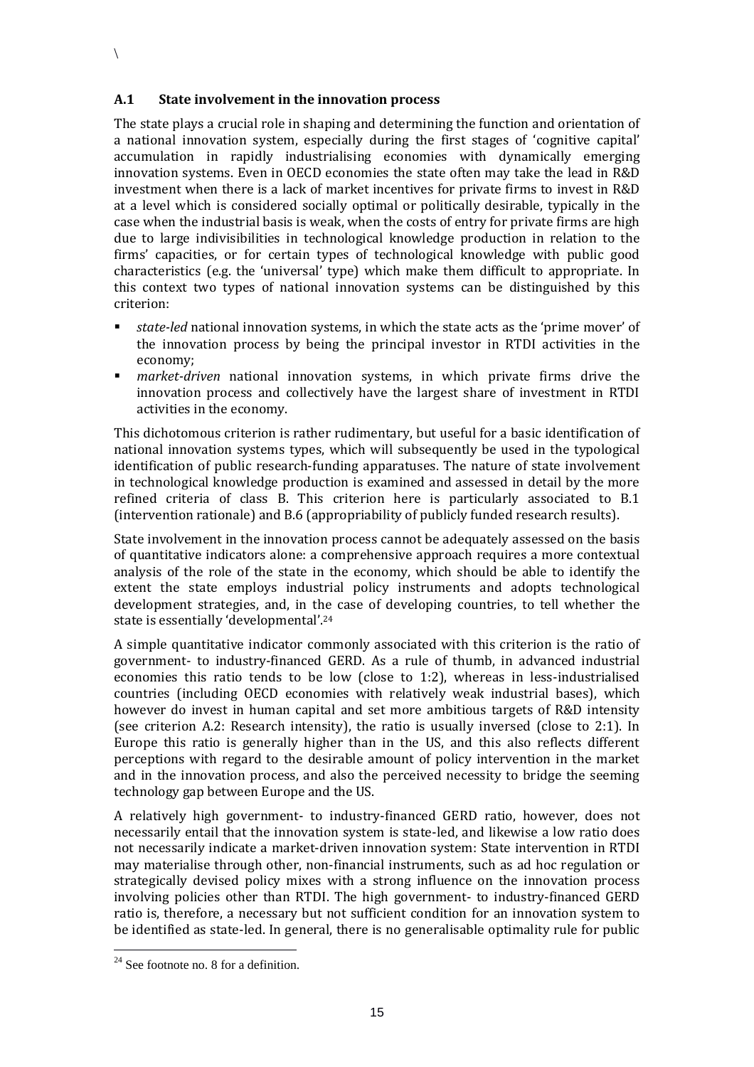## A.1 State involvement in the innovation process

The state plays a crucial role in shaping and determining the function and orientation of a national innovation system, especially during the first stages of 'cognitive capital' accumulation in rapidly industrialising economies with dynamically emerging innovation systems. Even in OECD economies the state often may take the lead in R&D investment when there is a lack of market incentives for private firms to invest in R&D at a level which is considered socially optimal or politically desirable, typically in the case when the industrial basis is weak, when the costs of entry for private firms are high due to large indivisibilities in technological knowledge production in relation to the firms' capacities, or for certain types of technological knowledge with public good characteristics (e.g. the 'universal' type) which make them difficult to appropriate. In this context two types of national innovation systems can be distinguished by this criterion:

- *state-led* national innovation systems, in which the state acts as the 'prime mover' of the innovation process by being the principal investor in RTDI activities in the economy;
- *market-driven* national innovation systems, in which private firms drive the innovation process and collectively have the largest share of investment in RTDI activities in the economy.

This dichotomous criterion is rather rudimentary, but useful for a basic identification of national innovation systems types, which will subsequently be used in the typological identification of public research-funding apparatuses. The nature of state involvement in technological knowledge production is examined and assessed in detail by the more refined criteria of class B. This criterion here is particularly associated to B.1 (intervention rationale) and B.6 (appropriability of publicly funded research results).

State involvement in the innovation process cannot be adequately assessed on the basis of quantitative indicators alone: a comprehensive approach requires a more contextual analysis of the role of the state in the economy, which should be able to identify the extent the state employs industrial policy instruments and adopts technological development strategies, and, in the case of developing countries, to tell whether the state is essentially 'developmental'.[24]

A simple quantitative indicator commonly associated with this criterion is the ratio of government- to industry-financed GERD. As a rule of thumb, in advanced industrial economies this ratio tends to be low (close to 1:2), whereas in less-industrialised countries (including OECD economies with relatively weak industrial bases), which however do invest in human capital and set more ambitious targets of R&D intensity (see criterion A.2: Research intensity), the ratio is usually inversed (close to 2:1). In Europe this ratio is generally higher than in the US, and this also reflects different perceptions with regard to the desirable amount of policy intervention in the market and in the innovation process, and also the perceived necessity to bridge the seeming technology gap between Europe and the US.

A relatively high government- to industry-financed GERD ratio, however, does not necessarily entail that the innovation system is state-led, and likewise a low ratio does not necessarily indicate a market-driven innovation system: State intervention in RTDI may materialise through other, non-financial instruments, such as ad hoc regulation or strategically devised policy mixes with a strong influence on the innovation process involving policies other than RTDI. The high government- to industry-financed GERD ratio is, therefore, a necessary but not sufficient condition for an innovation system to be identified as state-led. In general, there is no generalisable optimality rule for public

[24] See footnote no. 8 for a definition.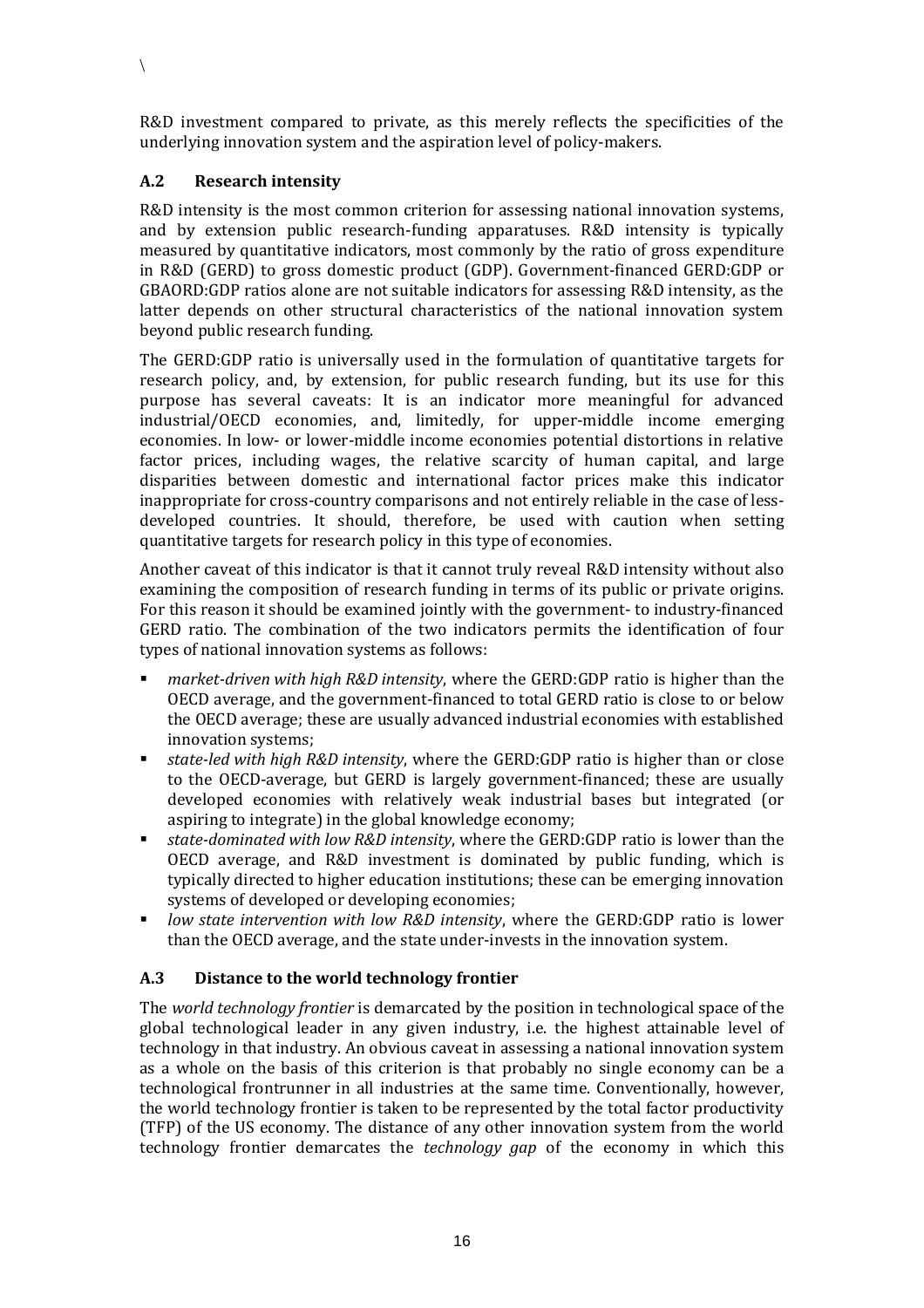R&D investment compared to private, as this merely reflects the specificities of the underlying innovation system and the aspiration level of policy-makers.

### A.2 Research intensity

R&D intensity is the most common criterion for assessing national innovation systems, and by extension public research-funding apparatuses. R&D intensity is typically measured by quantitative indicators, most commonly by the ratio of gross expenditure in R&D (GERD) to gross domestic product (GDP). Government-financed GERD:GDP or GBAORD:GDP ratios alone are not suitable indicators for assessing R&D intensity, as the latter depends on other structural characteristics of the national innovation system beyond public research funding.

The GERD:GDP ratio is universally used in the formulation of quantitative targets for research policy, and, by extension, for public research funding, but its use for this purpose has several caveats: It is an indicator more meaningful for advanced industrial/OECD economies, and, limitedly, for upper-middle income emerging economies. In low- or lower-middle income economies potential distortions in relative factor prices, including wages, the relative scarcity of human capital, and large disparities between domestic and international factor prices make this indicator inappropriate for cross-country comparisons and not entirely reliable in the case of less-developed countries. It should, therefore, be used with caution when setting quantitative targets for research policy in this type of economies.

Another caveat of this indicator is that it cannot truly reveal R&D intensity without also examining the composition of research funding in terms of its public or private origins. For this reason it should be examined jointly with the government- to industry-financed GERD ratio. The combination of the two indicators permits the identification of four types of national innovation systems as follows:

- *market-driven with high R&D intensity*, where the GERD:GDP ratio is higher than the OECD average, and the government-financed to total GERD ratio is close to or below the OECD average; these are usually advanced industrial economies with established innovation systems;
- *state-led with high R&D intensity*, where the GERD:GDP ratio is higher than or close to the OECD-average, but GERD is largely government-financed; these are usually developed economies with relatively weak industrial bases but integrated (or aspiring to integrate) in the global knowledge economy;
- *state-dominated with low R&D intensity*, where the GERD:GDP ratio is lower than the OECD average, and R&D investment is dominated by public funding, which is typically directed to higher education institutions; these can be emerging innovation systems of developed or developing economies;
- *low state intervention with low R&D intensity*, where the GERD:GDP ratio is lower than the OECD average, and the state under-invests in the innovation system.

### A.3 Distance to the world technology frontier

The *world technology frontier* is demarcated by the position in technological space of the global technological leader in any given industry, i.e. the highest attainable level of technology in that industry. An obvious caveat in assessing a national innovation system as a whole on the basis of this criterion is that probably no single economy can be a technological frontrunner in all industries at the same time. Conventionally, however, the world technology frontier is taken to be represented by the total factor productivity (TFP) of the US economy. The distance of any other innovation system from the world technology frontier demarcates the *technology gap* of the economy in which this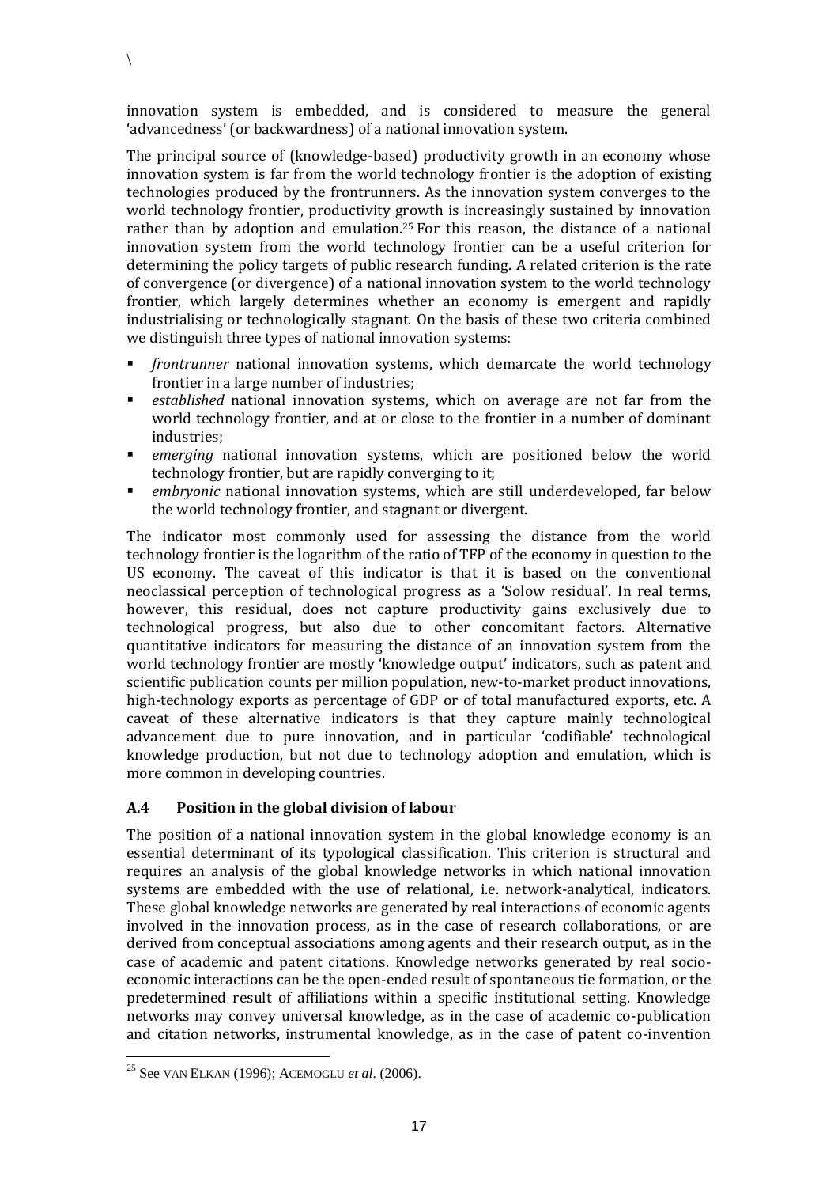innovation system is embedded, and is considered to measure the general 'advancedness' (or backwardness) of a national innovation system.

The principal source of (knowledge-based) productivity growth in an economy whose innovation system is far from the world technology frontier is the adoption of existing technologies produced by the frontrunners. As the innovation system converges to the world technology frontier, productivity growth is increasingly sustained by innovation rather than by adoption and emulation.[25] For this reason, the distance of a national innovation system from the world technology frontier can be a useful criterion for determining the policy targets of public research funding. A related criterion is the rate of convergence (or divergence) of a national innovation system to the world technology frontier, which largely determines whether an economy is emergent and rapidly industrialising or technologically stagnant. On the basis of these two criteria combined we distinguish three types of national innovation systems:

- *frontrunner* national innovation systems, which demarcate the world technology frontier in a large number of industries;
- *established* national innovation systems, which on average are not far from the world technology frontier, and at or close to the frontier in a number of dominant industries;
- *emerging* national innovation systems, which are positioned below the world technology frontier, but are rapidly converging to it;
- *embryonic* national innovation systems, which are still underdeveloped, far below the world technology frontier, and stagnant or divergent.

The indicator most commonly used for assessing the distance from the world technology frontier is the logarithm of the ratio of TFP of the economy in question to the US economy. The caveat of this indicator is that it is based on the conventional neoclassical perception of technological progress as a 'Solow residual'. In real terms, however, this residual, does not capture productivity gains exclusively due to technological progress, but also due to other concomitant factors. Alternative quantitative indicators for measuring the distance of an innovation system from the world technology frontier are mostly 'knowledge output' indicators, such as patent and scientific publication counts per million population, new-to-market product innovations, high-technology exports as percentage of GDP or of total manufactured exports, etc. A caveat of these alternative indicators is that they capture mainly technological advancement due to pure innovation, and in particular 'codifiable' technological knowledge production, but not due to technology adoption and emulation, which is more common in developing countries.

### A.4 Position in the global division of labour

The position of a national innovation system in the global knowledge economy is an essential determinant of its typological classification. This criterion is structural and requires an analysis of the global knowledge networks in which national innovation systems are embedded with the use of relational, i.e. network-analytical, indicators. These global knowledge networks are generated by real interactions of economic agents involved in the innovation process, as in the case of research collaborations, or are derived from conceptual associations among agents and their research output, as in the case of academic and patent citations. Knowledge networks generated by real socio-economic interactions can be the open-ended result of spontaneous tie formation, or the predetermined result of affiliations within a specific institutional setting. Knowledge networks may convey universal knowledge, as in the case of academic co-publication and citation networks, instrumental knowledge, as in the case of patent co-invention

---

[25] See VAN ELKAN (1996); ACEMOGLU *et al*. (2006).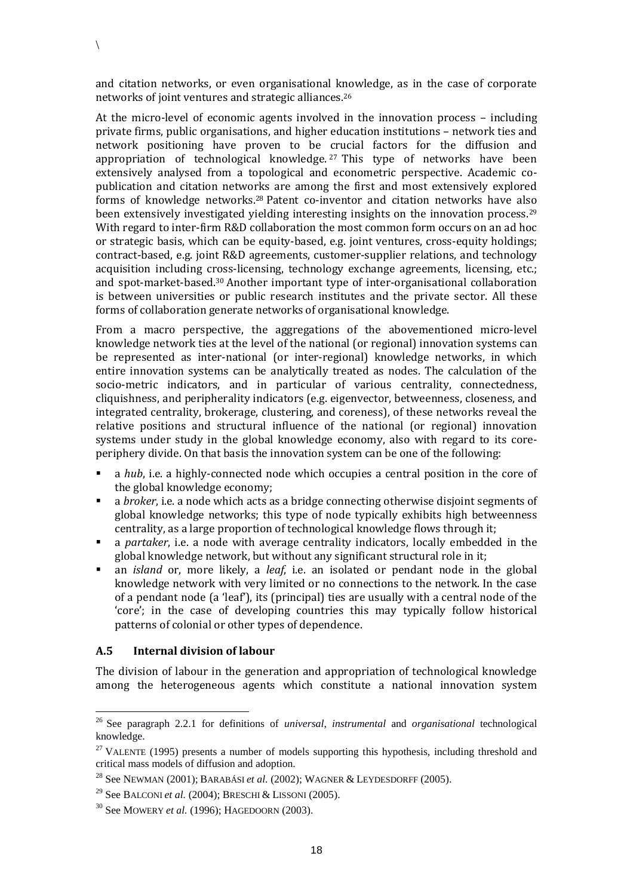and citation networks, or even organisational knowledge, as in the case of corporate networks of joint ventures and strategic alliances.[26]

At the micro-level of economic agents involved in the innovation process – including private firms, public organisations, and higher education institutions – network ties and network positioning have proven to be crucial factors for the diffusion and appropriation of technological knowledge.[27] This type of networks have been extensively analysed from a topological and econometric perspective. Academic co-publication and citation networks are among the first and most extensively explored forms of knowledge networks.[28] Patent co-inventor and citation networks have also been extensively investigated yielding interesting insights on the innovation process.[29] With regard to inter-firm R&D collaboration the most common form occurs on an ad hoc or strategic basis, which can be equity-based, e.g. joint ventures, cross-equity holdings; contract-based, e.g. joint R&D agreements, customer-supplier relations, and technology acquisition including cross-licensing, technology exchange agreements, licensing, etc.; and spot-market-based.[30] Another important type of inter-organisational collaboration is between universities or public research institutes and the private sector. All these forms of collaboration generate networks of organisational knowledge.

From a macro perspective, the aggregations of the abovementioned micro-level knowledge network ties at the level of the national (or regional) innovation systems can be represented as inter-national (or inter-regional) knowledge networks, in which entire innovation systems can be analytically treated as nodes. The calculation of the socio-metric indicators, and in particular of various centrality, connectedness, cliquishness, and peripherality indicators (e.g. eigenvector, betweenness, closeness, and integrated centrality, brokerage, clustering, and coreness), of these networks reveal the relative positions and structural influence of the national (or regional) innovation systems under study in the global knowledge economy, also with regard to its core-periphery divide. On that basis the innovation system can be one of the following:

- a *hub*, i.e. a highly-connected node which occupies a central position in the core of the global knowledge economy;
- a *broker*, i.e. a node which acts as a bridge connecting otherwise disjoint segments of global knowledge networks; this type of node typically exhibits high betweenness centrality, as a large proportion of technological knowledge flows through it;
- a *partaker*, i.e. a node with average centrality indicators, locally embedded in the global knowledge network, but without any significant structural role in it;
- an *island* or, more likely, a *leaf*, i.e. an isolated or pendant node in the global knowledge network with very limited or no connections to the network. In the case of a pendant node (a 'leaf'), its (principal) ties are usually with a central node of the 'core'; in the case of developing countries this may typically follow historical patterns of colonial or other types of dependence.

### A.5 Internal division of labour

The division of labour in the generation and appropriation of technological knowledge among the heterogeneous agents which constitute a national innovation system

---

[26] See paragraph 2.2.1 for definitions of *universal*, *instrumental* and *organisational* technological knowledge.

[27] VALENTE (1995) presents a number of models supporting this hypothesis, including threshold and critical mass models of diffusion and adoption.

[28] See NEWMAN (2001); BARABÁSI *et al.* (2002); WAGNER & LEYDESDORFF (2005).

[29] See BALCONI *et al.* (2004); BRESCHI & LISSONI (2005).

[30] See MOWERY *et al.* (1996); HAGEDOORN (2003).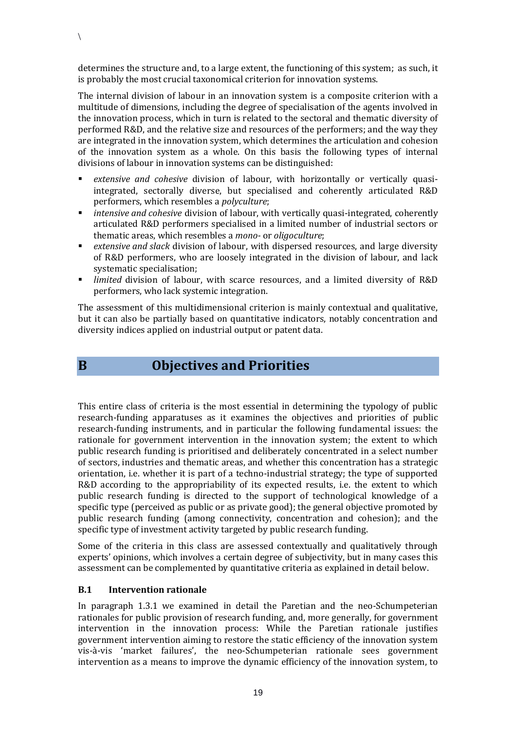determines the structure and, to a large extent, the functioning of this system; as such, it is probably the most crucial taxonomical criterion for innovation systems.

The internal division of labour in an innovation system is a composite criterion with a multitude of dimensions, including the degree of specialisation of the agents involved in the innovation process, which in turn is related to the sectoral and thematic diversity of performed R&D, and the relative size and resources of the performers; and the way they are integrated in the innovation system, which determines the articulation and cohesion of the innovation system as a whole. On this basis the following types of internal divisions of labour in innovation systems can be distinguished:

- *extensive and cohesive* division of labour, with horizontally or vertically quasi-integrated, sectorally diverse, but specialised and coherently articulated R&D performers, which resembles a *polyculture*;
- *intensive and cohesive* division of labour, with vertically quasi-integrated, coherently articulated R&D performers specialised in a limited number of industrial sectors or thematic areas, which resembles a *mono-* or *oligoculture*;
- *extensive and slack* division of labour, with dispersed resources, and large diversity of R&D performers, who are loosely integrated in the division of labour, and lack systematic specialisation;
- *limited* division of labour, with scarce resources, and a limited diversity of R&D performers, who lack systemic integration.

The assessment of this multidimensional criterion is mainly contextual and qualitative, but it can also be partially based on quantitative indicators, notably concentration and diversity indices applied on industrial output or patent data.

# B Objectives and Priorities

This entire class of criteria is the most essential in determining the typology of public research-funding apparatuses as it examines the objectives and priorities of public research-funding instruments, and in particular the following fundamental issues: the rationale for government intervention in the innovation system; the extent to which public research funding is prioritised and deliberately concentrated in a select number of sectors, industries and thematic areas, and whether this concentration has a strategic orientation, i.e. whether it is part of a techno-industrial strategy; the type of supported R&D according to the appropriability of its expected results, i.e. the extent to which public research funding is directed to the support of technological knowledge of a specific type (perceived as public or as private good); the general objective promoted by public research funding (among connectivity, concentration and cohesion); and the specific type of investment activity targeted by public research funding.

Some of the criteria in this class are assessed contextually and qualitatively through experts' opinions, which involves a certain degree of subjectivity, but in many cases this assessment can be complemented by quantitative criteria as explained in detail below.

### B.1 Intervention rationale

In paragraph 1.3.1 we examined in detail the Paretian and the neo-Schumpeterian rationales for public provision of research funding, and, more generally, for government intervention in the innovation process: While the Paretian rationale justifies government intervention aiming to restore the static efficiency of the innovation system vis-à-vis 'market failures', the neo-Schumpeterian rationale sees government intervention as a means to improve the dynamic efficiency of the innovation system, to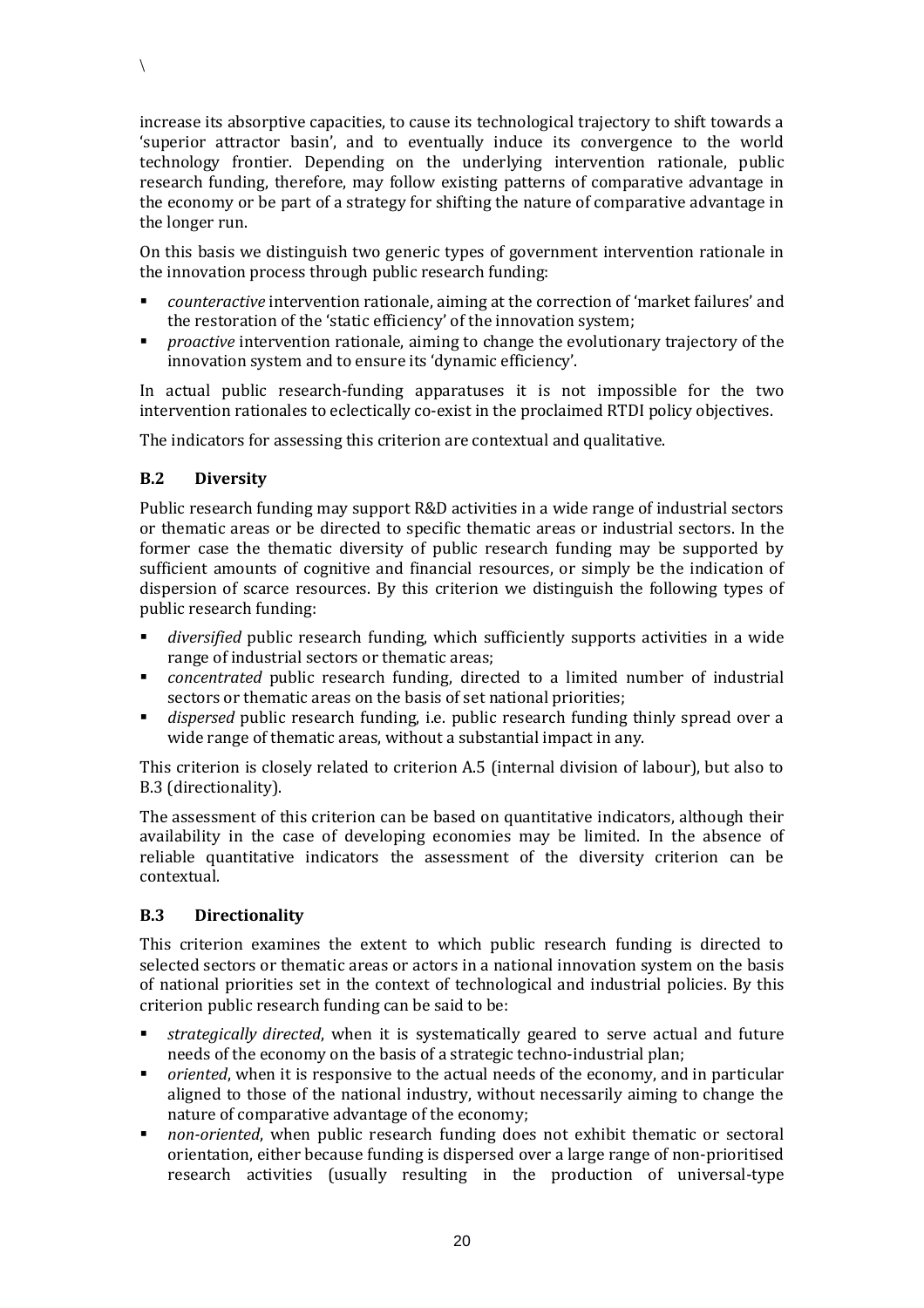increase its absorptive capacities, to cause its technological trajectory to shift towards a 'superior attractor basin', and to eventually induce its convergence to the world technology frontier. Depending on the underlying intervention rationale, public research funding, therefore, may follow existing patterns of comparative advantage in the economy or be part of a strategy for shifting the nature of comparative advantage in the longer run.

On this basis we distinguish two generic types of government intervention rationale in the innovation process through public research funding:

- *counteractive* intervention rationale, aiming at the correction of 'market failures' and the restoration of the 'static efficiency' of the innovation system;
- *proactive* intervention rationale, aiming to change the evolutionary trajectory of the innovation system and to ensure its 'dynamic efficiency'.

In actual public research-funding apparatuses it is not impossible for the two intervention rationales to eclectically co-exist in the proclaimed RTDI policy objectives.

The indicators for assessing this criterion are contextual and qualitative.

### B.2 Diversity

Public research funding may support R&D activities in a wide range of industrial sectors or thematic areas or be directed to specific thematic areas or industrial sectors. In the former case the thematic diversity of public research funding may be supported by sufficient amounts of cognitive and financial resources, or simply be the indication of dispersion of scarce resources. By this criterion we distinguish the following types of public research funding:

- *diversified* public research funding, which sufficiently supports activities in a wide range of industrial sectors or thematic areas;
- *concentrated* public research funding, directed to a limited number of industrial sectors or thematic areas on the basis of set national priorities;
- *dispersed* public research funding, i.e. public research funding thinly spread over a wide range of thematic areas, without a substantial impact in any.

This criterion is closely related to criterion A.5 (internal division of labour), but also to B.3 (directionality).

The assessment of this criterion can be based on quantitative indicators, although their availability in the case of developing economies may be limited. In the absence of reliable quantitative indicators the assessment of the diversity criterion can be contextual.

### B.3 Directionality

This criterion examines the extent to which public research funding is directed to selected sectors or thematic areas or actors in a national innovation system on the basis of national priorities set in the context of technological and industrial policies. By this criterion public research funding can be said to be:

- *strategically directed*, when it is systematically geared to serve actual and future needs of the economy on the basis of a strategic techno-industrial plan;
- *oriented*, when it is responsive to the actual needs of the economy, and in particular aligned to those of the national industry, without necessarily aiming to change the nature of comparative advantage of the economy;
- *non-oriented*, when public research funding does not exhibit thematic or sectoral orientation, either because funding is dispersed over a large range of non-prioritised research activities (usually resulting in the production of universal-type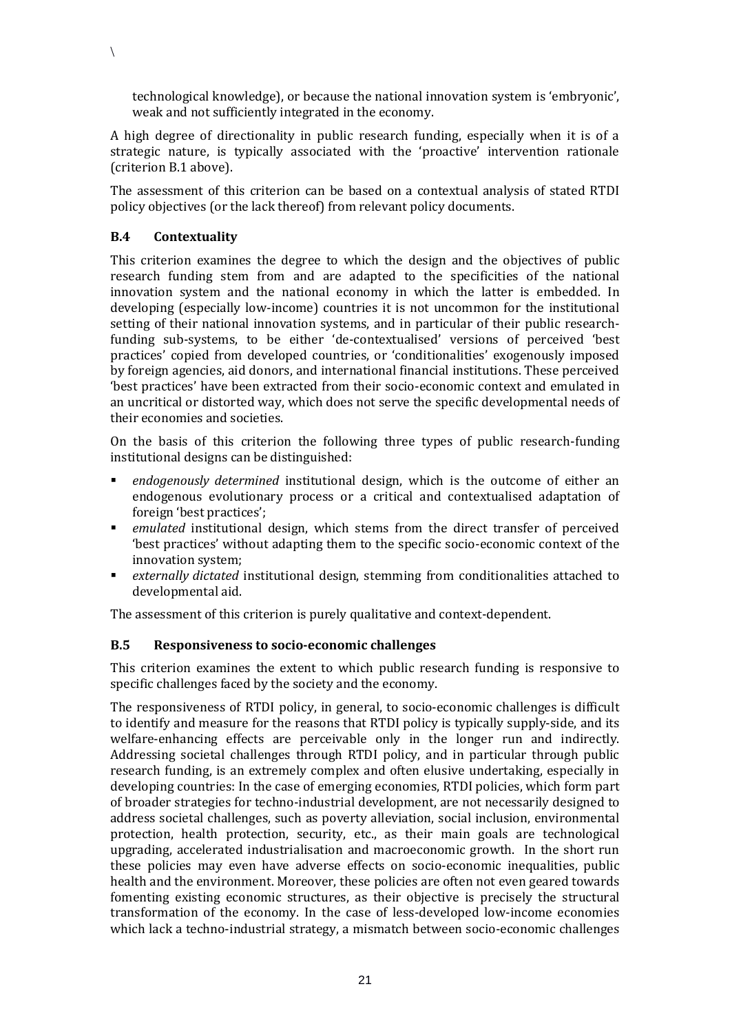technological knowledge), or because the national innovation system is 'embryonic', weak and not sufficiently integrated in the economy.

A high degree of directionality in public research funding, especially when it is of a strategic nature, is typically associated with the 'proactive' intervention rationale (criterion B.1 above).

The assessment of this criterion can be based on a contextual analysis of stated RTDI policy objectives (or the lack thereof) from relevant policy documents.

### B.4 Contextuality

This criterion examines the degree to which the design and the objectives of public research funding stem from and are adapted to the specificities of the national innovation system and the national economy in which the latter is embedded. In developing (especially low-income) countries it is not uncommon for the institutional setting of their national innovation systems, and in particular of their public research-funding sub-systems, to be either 'de-contextualised' versions of perceived 'best practices' copied from developed countries, or 'conditionalities' exogenously imposed by foreign agencies, aid donors, and international financial institutions. These perceived 'best practices' have been extracted from their socio-economic context and emulated in an uncritical or distorted way, which does not serve the specific developmental needs of their economies and societies.

On the basis of this criterion the following three types of public research-funding institutional designs can be distinguished:

- *endogenously determined* institutional design, which is the outcome of either an endogenous evolutionary process or a critical and contextualised adaptation of foreign 'best practices';
- *emulated* institutional design, which stems from the direct transfer of perceived 'best practices' without adapting them to the specific socio-economic context of the innovation system;
- *externally dictated* institutional design, stemming from conditionalities attached to developmental aid.

The assessment of this criterion is purely qualitative and context-dependent.

### B.5 Responsiveness to socio-economic challenges

This criterion examines the extent to which public research funding is responsive to specific challenges faced by the society and the economy.

The responsiveness of RTDI policy, in general, to socio-economic challenges is difficult to identify and measure for the reasons that RTDI policy is typically supply-side, and its welfare-enhancing effects are perceivable only in the longer run and indirectly. Addressing societal challenges through RTDI policy, and in particular through public research funding, is an extremely complex and often elusive undertaking, especially in developing countries: In the case of emerging economies, RTDI policies, which form part of broader strategies for techno-industrial development, are not necessarily designed to address societal challenges, such as poverty alleviation, social inclusion, environmental protection, health protection, security, etc., as their main goals are technological upgrading, accelerated industrialisation and macroeconomic growth. In the short run these policies may even have adverse effects on socio-economic inequalities, public health and the environment. Moreover, these policies are often not even geared towards fomenting existing economic structures, as their objective is precisely the structural transformation of the economy. In the case of less-developed low-income economies which lack a techno-industrial strategy, a mismatch between socio-economic challenges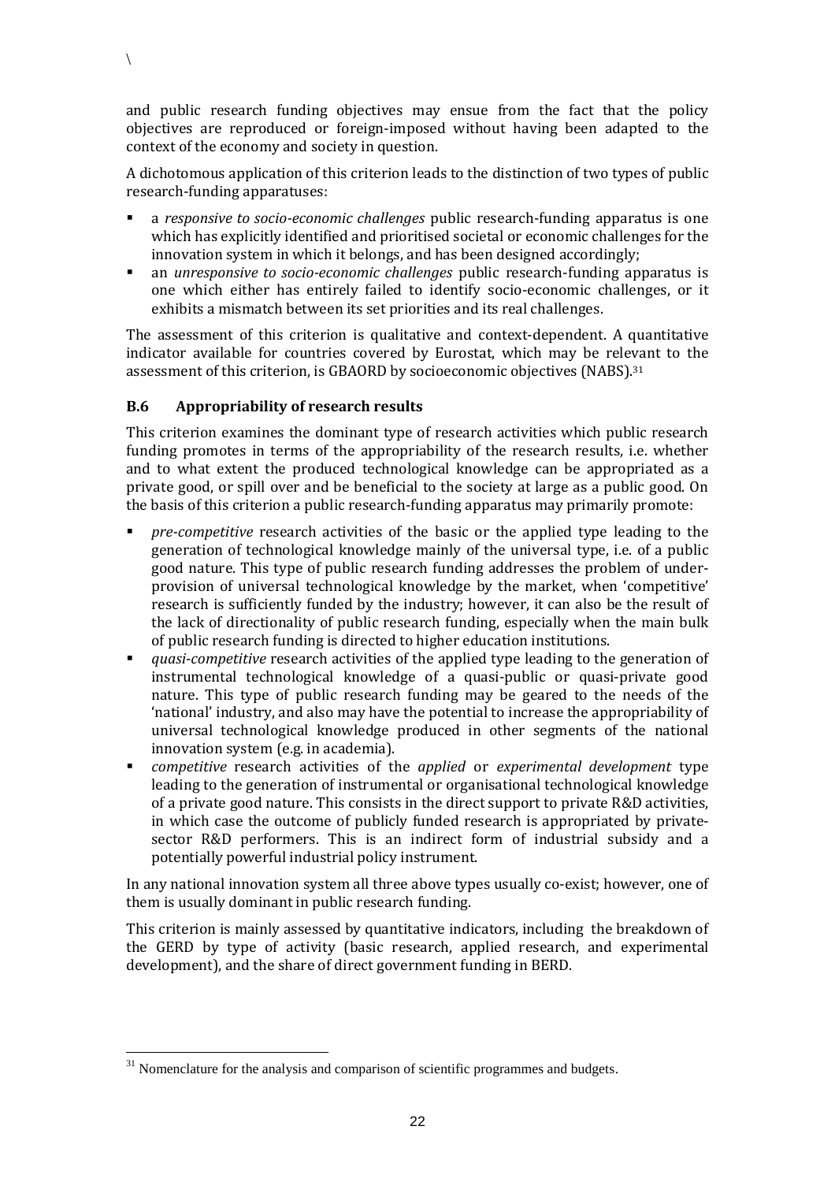and public research funding objectives may ensue from the fact that the policy objectives are reproduced or foreign-imposed without having been adapted to the context of the economy and society in question.

A dichotomous application of this criterion leads to the distinction of two types of public research-funding apparatuses:

- a *responsive to socio-economic challenges* public research-funding apparatus is one which has explicitly identified and prioritised societal or economic challenges for the innovation system in which it belongs, and has been designed accordingly;
- an *unresponsive to socio-economic challenges* public research-funding apparatus is one which either has entirely failed to identify socio-economic challenges, or it exhibits a mismatch between its set priorities and its real challenges.

The assessment of this criterion is qualitative and context-dependent. A quantitative indicator available for countries covered by Eurostat, which may be relevant to the assessment of this criterion, is GBAORD by socioeconomic objectives (NABS).[31]

### B.6 Appropriability of research results

This criterion examines the dominant type of research activities which public research funding promotes in terms of the appropriability of the research results, i.e. whether and to what extent the produced technological knowledge can be appropriated as a private good, or spill over and be beneficial to the society at large as a public good. On the basis of this criterion a public research-funding apparatus may primarily promote:

- *pre-competitive* research activities of the basic or the applied type leading to the generation of technological knowledge mainly of the universal type, i.e. of a public good nature. This type of public research funding addresses the problem of under-provision of universal technological knowledge by the market, when 'competitive' research is sufficiently funded by the industry; however, it can also be the result of the lack of directionality of public research funding, especially when the main bulk of public research funding is directed to higher education institutions.
- *quasi-competitive* research activities of the applied type leading to the generation of instrumental technological knowledge of a quasi-public or quasi-private good nature. This type of public research funding may be geared to the needs of the 'national' industry, and also may have the potential to increase the appropriability of universal technological knowledge produced in other segments of the national innovation system (e.g. in academia).
- *competitive* research activities of the *applied* or *experimental development* type leading to the generation of instrumental or organisational technological knowledge of a private good nature. This consists in the direct support to private R&D activities, in which case the outcome of publicly funded research is appropriated by private-sector R&D performers. This is an indirect form of industrial subsidy and a potentially powerful industrial policy instrument.

In any national innovation system all three above types usually co-exist; however, one of them is usually dominant in public research funding.

This criterion is mainly assessed by quantitative indicators, including the breakdown of the GERD by type of activity (basic research, applied research, and experimental development), and the share of direct government funding in BERD.

---

[31] Nomenclature for the analysis and comparison of scientific programmes and budgets.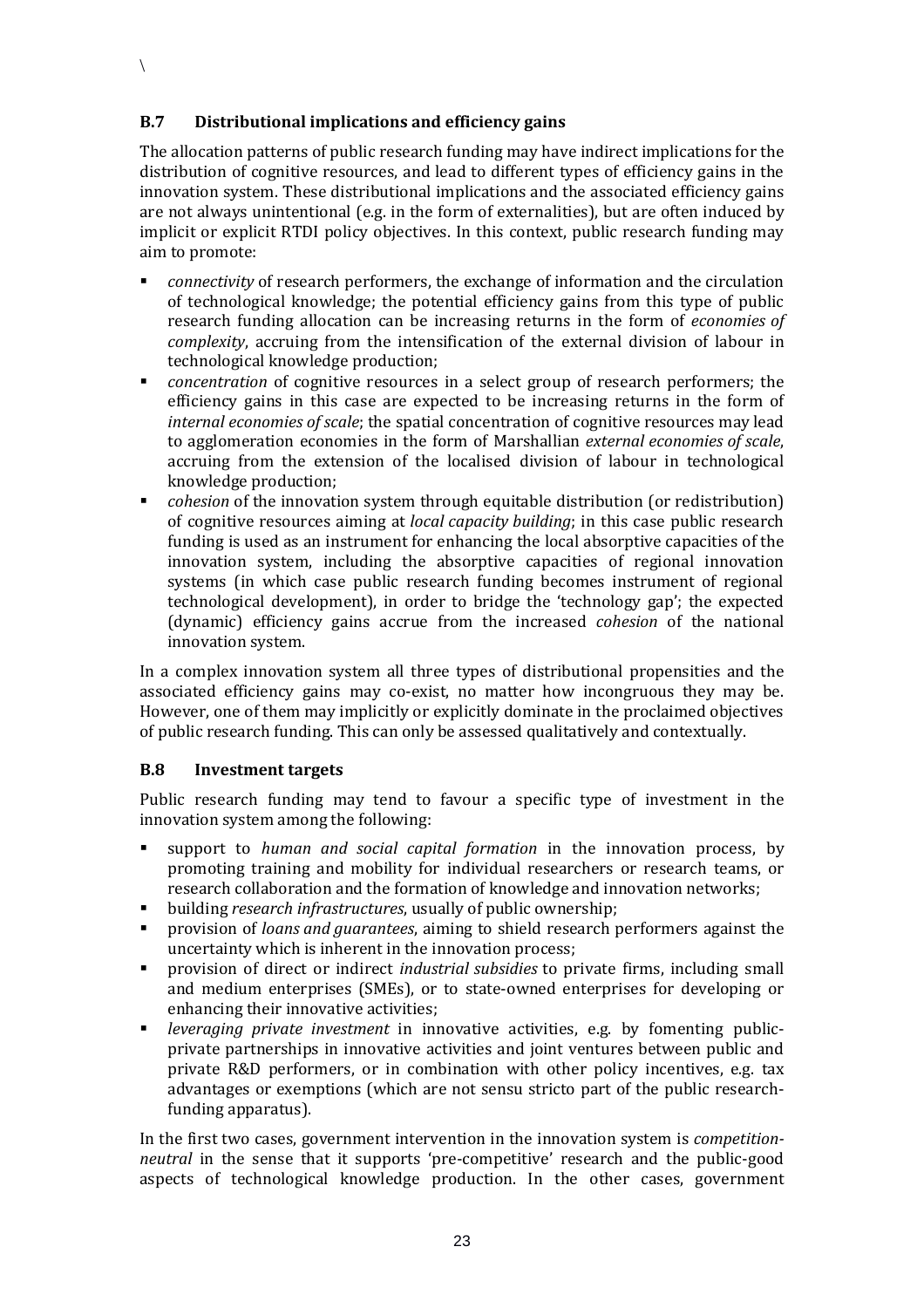### B.7 Distributional implications and efficiency gains

The allocation patterns of public research funding may have indirect implications for the distribution of cognitive resources, and lead to different types of efficiency gains in the innovation system. These distributional implications and the associated efficiency gains are not always unintentional (e.g. in the form of externalities), but are often induced by implicit or explicit RTDI policy objectives. In this context, public research funding may aim to promote:

- *connectivity* of research performers, the exchange of information and the circulation of technological knowledge; the potential efficiency gains from this type of public research funding allocation can be increasing returns in the form of *economies of complexity*, accruing from the intensification of the external division of labour in technological knowledge production;
- *concentration* of cognitive resources in a select group of research performers; the efficiency gains in this case are expected to be increasing returns in the form of *internal economies of scale*; the spatial concentration of cognitive resources may lead to agglomeration economies in the form of Marshallian *external economies of scale*, accruing from the extension of the localised division of labour in technological knowledge production;
- *cohesion* of the innovation system through equitable distribution (or redistribution) of cognitive resources aiming at *local capacity building*; in this case public research funding is used as an instrument for enhancing the local absorptive capacities of the innovation system, including the absorptive capacities of regional innovation systems (in which case public research funding becomes instrument of regional technological development), in order to bridge the 'technology gap'; the expected (dynamic) efficiency gains accrue from the increased *cohesion* of the national innovation system.

In a complex innovation system all three types of distributional propensities and the associated efficiency gains may co-exist, no matter how incongruous they may be. However, one of them may implicitly or explicitly dominate in the proclaimed objectives of public research funding. This can only be assessed qualitatively and contextually.

### B.8 Investment targets

Public research funding may tend to favour a specific type of investment in the innovation system among the following:

- support to *human and social capital formation* in the innovation process, by promoting training and mobility for individual researchers or research teams, or research collaboration and the formation of knowledge and innovation networks;
- building *research infrastructures*, usually of public ownership;
- provision of *loans and guarantees*, aiming to shield research performers against the uncertainty which is inherent in the innovation process;
- provision of direct or indirect *industrial subsidies* to private firms, including small and medium enterprises (SMEs), or to state-owned enterprises for developing or enhancing their innovative activities;
- *leveraging private investment* in innovative activities, e.g. by fomenting public-private partnerships in innovative activities and joint ventures between public and private R&D performers, or in combination with other policy incentives, e.g. tax advantages or exemptions (which are not sensu stricto part of the public research-funding apparatus).

In the first two cases, government intervention in the innovation system is *competition-neutral* in the sense that it supports 'pre-competitive' research and the public-good aspects of technological knowledge production. In the other cases, government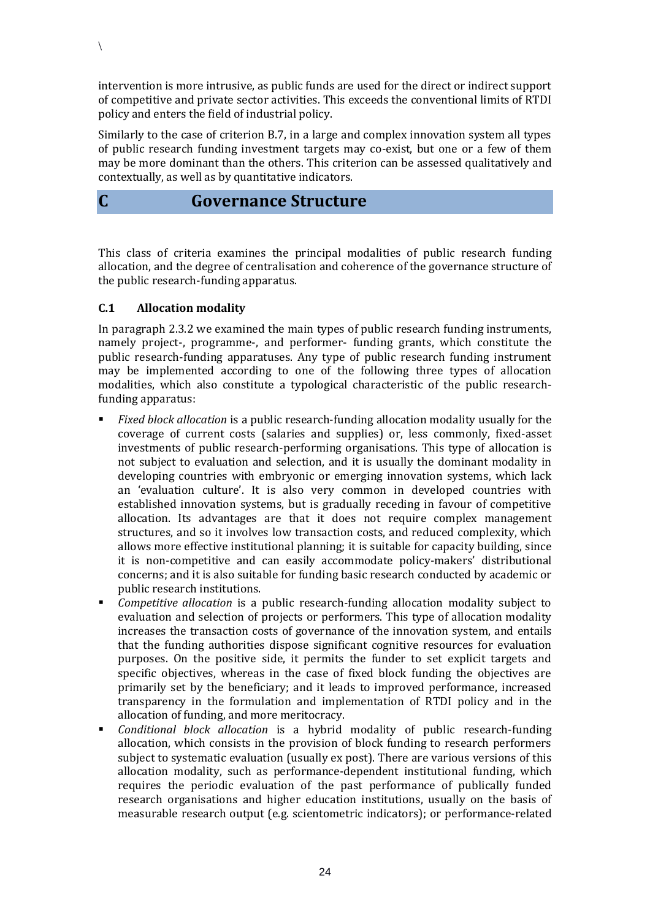intervention is more intrusive, as public funds are used for the direct or indirect support of competitive and private sector activities. This exceeds the conventional limits of RTDI policy and enters the field of industrial policy.

Similarly to the case of criterion B.7, in a large and complex innovation system all types of public research funding investment targets may co-exist, but one or a few of them may be more dominant than the others. This criterion can be assessed qualitatively and contextually, as well as by quantitative indicators.

# C Governance Structure

This class of criteria examines the principal modalities of public research funding allocation, and the degree of centralisation and coherence of the governance structure of the public research-funding apparatus.

### C.1 Allocation modality

In paragraph 2.3.2 we examined the main types of public research funding instruments, namely project-, programme-, and performer- funding grants, which constitute the public research-funding apparatuses. Any type of public research funding instrument may be implemented according to one of the following three types of allocation modalities, which also constitute a typological characteristic of the public research-funding apparatus:

- *Fixed block allocation* is a public research-funding allocation modality usually for the coverage of current costs (salaries and supplies) or, less commonly, fixed-asset investments of public research-performing organisations. This type of allocation is not subject to evaluation and selection, and it is usually the dominant modality in developing countries with embryonic or emerging innovation systems, which lack an 'evaluation culture'. It is also very common in developed countries with established innovation systems, but is gradually receding in favour of competitive allocation. Its advantages are that it does not require complex management structures, and so it involves low transaction costs, and reduced complexity, which allows more effective institutional planning; it is suitable for capacity building, since it is non-competitive and can easily accommodate policy-makers' distributional concerns; and it is also suitable for funding basic research conducted by academic or public research institutions.
- *Competitive allocation* is a public research-funding allocation modality subject to evaluation and selection of projects or performers. This type of allocation modality increases the transaction costs of governance of the innovation system, and entails that the funding authorities dispose significant cognitive resources for evaluation purposes. On the positive side, it permits the funder to set explicit targets and specific objectives, whereas in the case of fixed block funding the objectives are primarily set by the beneficiary; and it leads to improved performance, increased transparency in the formulation and implementation of RTDI policy and in the allocation of funding, and more meritocracy.
- *Conditional block allocation* is a hybrid modality of public research-funding allocation, which consists in the provision of block funding to research performers subject to systematic evaluation (usually ex post). There are various versions of this allocation modality, such as performance-dependent institutional funding, which requires the periodic evaluation of the past performance of publically funded research organisations and higher education institutions, usually on the basis of measurable research output (e.g. scientometric indicators); or performance-related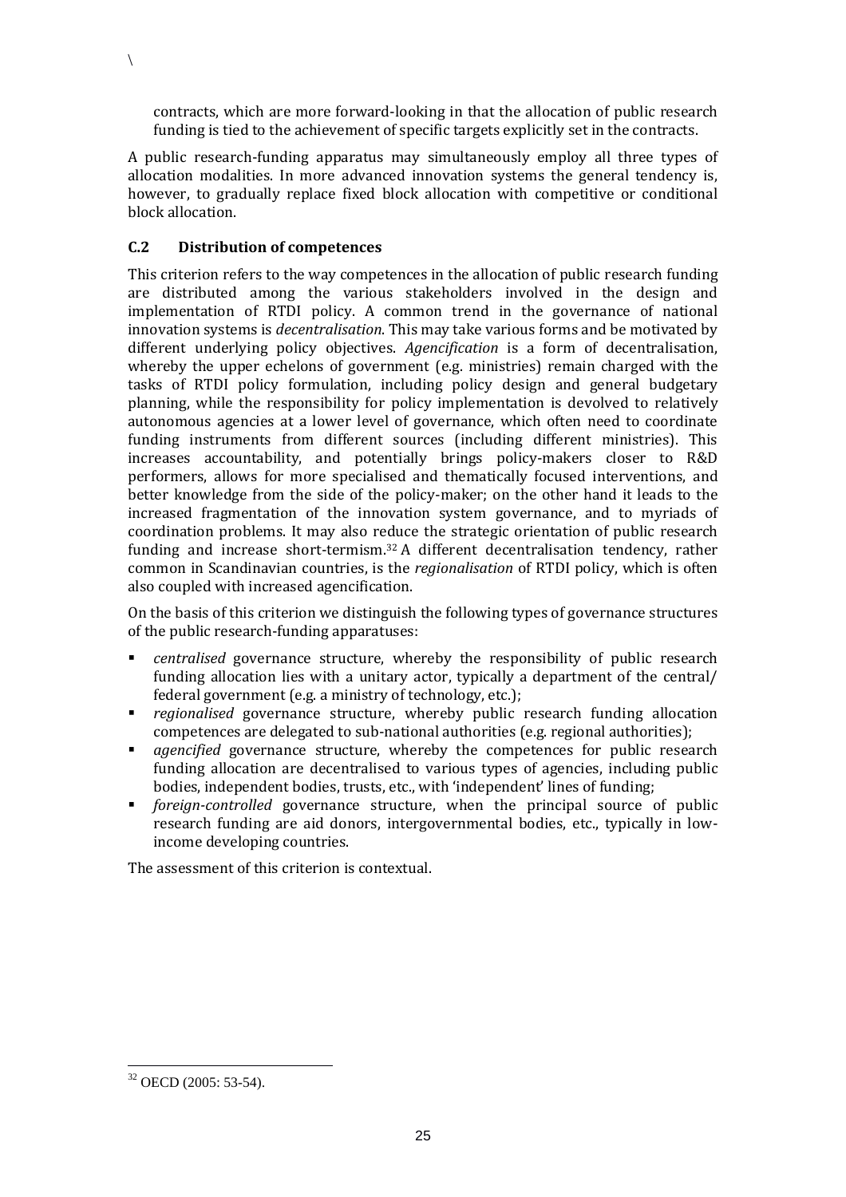contracts, which are more forward-looking in that the allocation of public research funding is tied to the achievement of specific targets explicitly set in the contracts.

A public research-funding apparatus may simultaneously employ all three types of allocation modalities. In more advanced innovation systems the general tendency is, however, to gradually replace fixed block allocation with competitive or conditional block allocation.

### C.2 Distribution of competences

This criterion refers to the way competences in the allocation of public research funding are distributed among the various stakeholders involved in the design and implementation of RTDI policy. A common trend in the governance of national innovation systems is *decentralisation*. This may take various forms and be motivated by different underlying policy objectives. *Agencification* is a form of decentralisation, whereby the upper echelons of government (e.g. ministries) remain charged with the tasks of RTDI policy formulation, including policy design and general budgetary planning, while the responsibility for policy implementation is devolved to relatively autonomous agencies at a lower level of governance, which often need to coordinate funding instruments from different sources (including different ministries). This increases accountability, and potentially brings policy-makers closer to R&D performers, allows for more specialised and thematically focused interventions, and better knowledge from the side of the policy-maker; on the other hand it leads to the increased fragmentation of the innovation system governance, and to myriads of coordination problems. It may also reduce the strategic orientation of public research funding and increase short-termism.[32] A different decentralisation tendency, rather common in Scandinavian countries, is the *regionalisation* of RTDI policy, which is often also coupled with increased agencification.

On the basis of this criterion we distinguish the following types of governance structures of the public research-funding apparatuses:

- *centralised* governance structure, whereby the responsibility of public research funding allocation lies with a unitary actor, typically a department of the central/ federal government (e.g. a ministry of technology, etc.);
- *regionalised* governance structure, whereby public research funding allocation competences are delegated to sub-national authorities (e.g. regional authorities);
- *agencified* governance structure, whereby the competences for public research funding allocation are decentralised to various types of agencies, including public bodies, independent bodies, trusts, etc., with 'independent' lines of funding;
- *foreign-controlled* governance structure, when the principal source of public research funding are aid donors, intergovernmental bodies, etc., typically in low-income developing countries.

The assessment of this criterion is contextual.

[32] OECD (2005: 53-54).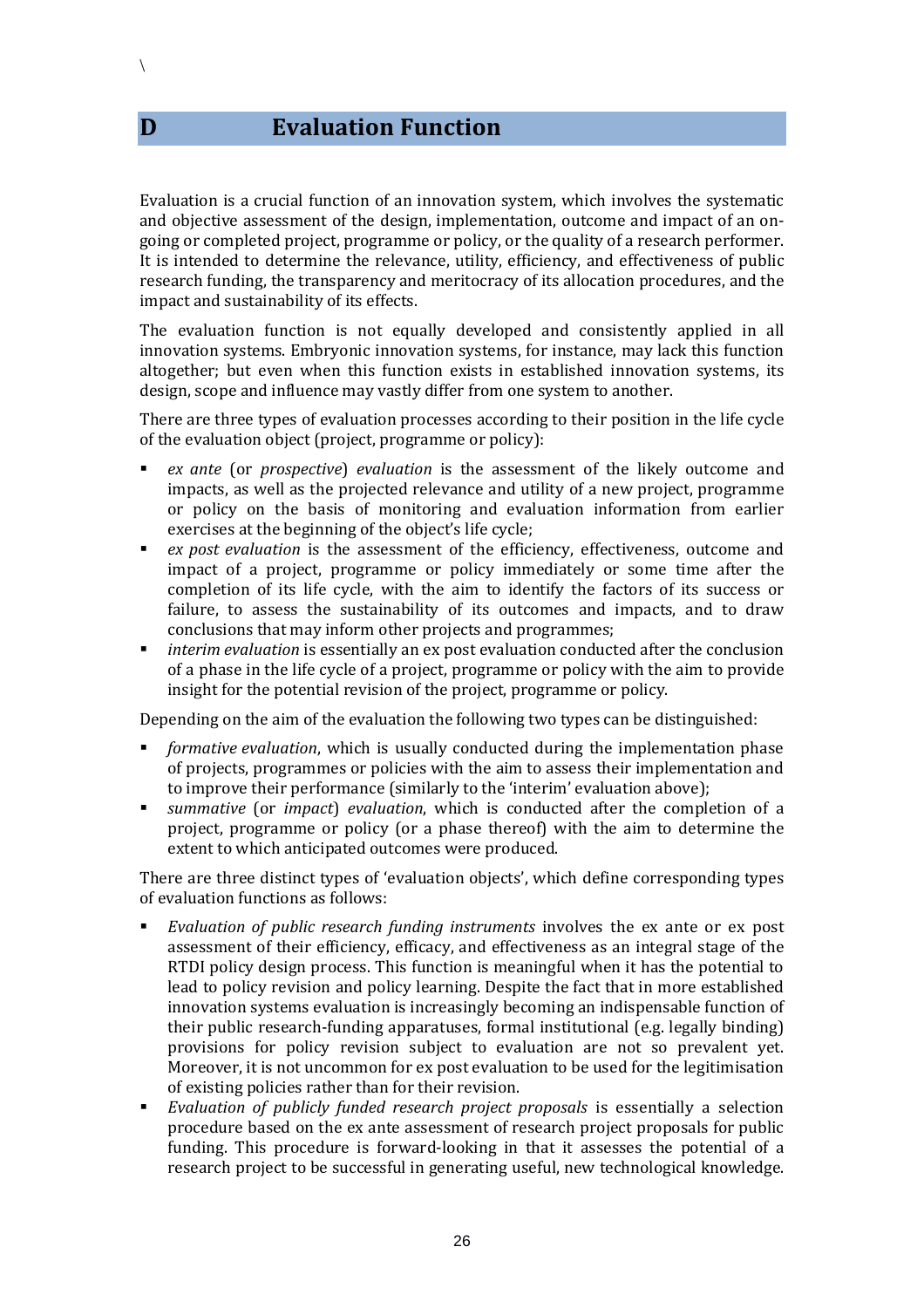# D Evaluation Function

Evaluation is a crucial function of an innovation system, which involves the systematic and objective assessment of the design, implementation, outcome and impact of an on-going or completed project, programme or policy, or the quality of a research performer. It is intended to determine the relevance, utility, efficiency, and effectiveness of public research funding, the transparency and meritocracy of its allocation procedures, and the impact and sustainability of its effects.

The evaluation function is not equally developed and consistently applied in all innovation systems. Embryonic innovation systems, for instance, may lack this function altogether; but even when this function exists in established innovation systems, its design, scope and influence may vastly differ from one system to another.

There are three types of evaluation processes according to their position in the life cycle of the evaluation object (project, programme or policy):

- *ex ante* (or *prospective*) *evaluation* is the assessment of the likely outcome and impacts, as well as the projected relevance and utility of a new project, programme or policy on the basis of monitoring and evaluation information from earlier exercises at the beginning of the object's life cycle;
- *ex post evaluation* is the assessment of the efficiency, effectiveness, outcome and impact of a project, programme or policy immediately or some time after the completion of its life cycle, with the aim to identify the factors of its success or failure, to assess the sustainability of its outcomes and impacts, and to draw conclusions that may inform other projects and programmes;
- *interim evaluation* is essentially an ex post evaluation conducted after the conclusion of a phase in the life cycle of a project, programme or policy with the aim to provide insight for the potential revision of the project, programme or policy.

Depending on the aim of the evaluation the following two types can be distinguished:

- *formative evaluation*, which is usually conducted during the implementation phase of projects, programmes or policies with the aim to assess their implementation and to improve their performance (similarly to the 'interim' evaluation above);
- *summative* (or *impact*) *evaluation*, which is conducted after the completion of a project, programme or policy (or a phase thereof) with the aim to determine the extent to which anticipated outcomes were produced.

There are three distinct types of 'evaluation objects', which define corresponding types of evaluation functions as follows:

- *Evaluation of public research funding instruments* involves the ex ante or ex post assessment of their efficiency, efficacy, and effectiveness as an integral stage of the RTDI policy design process. This function is meaningful when it has the potential to lead to policy revision and policy learning. Despite the fact that in more established innovation systems evaluation is increasingly becoming an indispensable function of their public research-funding apparatuses, formal institutional (e.g. legally binding) provisions for policy revision subject to evaluation are not so prevalent yet. Moreover, it is not uncommon for ex post evaluation to be used for the legitimisation of existing policies rather than for their revision.
- *Evaluation of publicly funded research project proposals* is essentially a selection procedure based on the ex ante assessment of research project proposals for public funding. This procedure is forward-looking in that it assesses the potential of a research project to be successful in generating useful, new technological knowledge.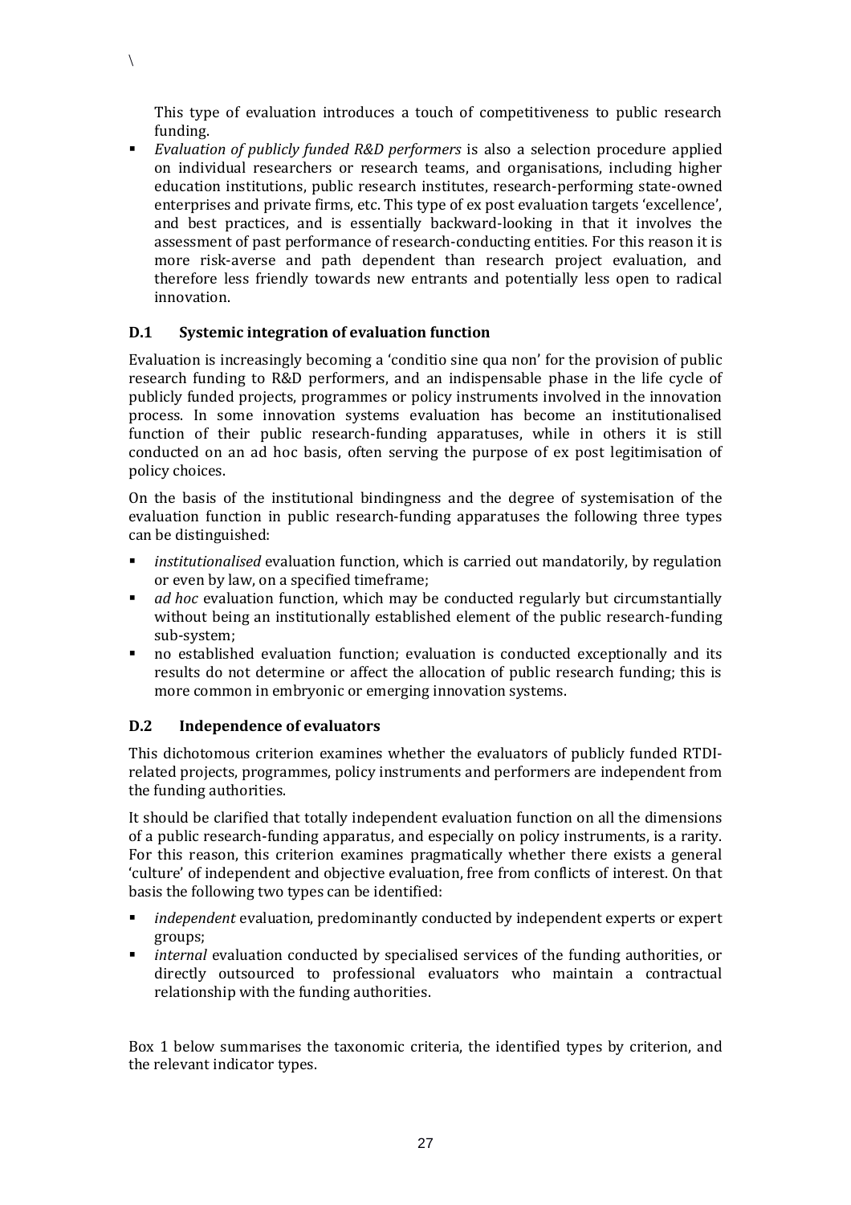This type of evaluation introduces a touch of competitiveness to public research funding.

- *Evaluation of publicly funded R&D performers* is also a selection procedure applied on individual researchers or research teams, and organisations, including higher education institutions, public research institutes, research-performing state-owned enterprises and private firms, etc. This type of ex post evaluation targets 'excellence', and best practices, and is essentially backward-looking in that it involves the assessment of past performance of research-conducting entities. For this reason it is more risk-averse and path dependent than research project evaluation, and therefore less friendly towards new entrants and potentially less open to radical innovation.

### D.1 Systemic integration of evaluation function

Evaluation is increasingly becoming a 'conditio sine qua non' for the provision of public research funding to R&D performers, and an indispensable phase in the life cycle of publicly funded projects, programmes or policy instruments involved in the innovation process. In some innovation systems evaluation has become an institutionalised function of their public research-funding apparatuses, while in others it is still conducted on an ad hoc basis, often serving the purpose of ex post legitimisation of policy choices.

On the basis of the institutional bindingness and the degree of systemisation of the evaluation function in public research-funding apparatuses the following three types can be distinguished:

- *institutionalised* evaluation function, which is carried out mandatorily, by regulation or even by law, on a specified timeframe;
- *ad hoc* evaluation function, which may be conducted regularly but circumstantially without being an institutionally established element of the public research-funding sub-system;
- no established evaluation function; evaluation is conducted exceptionally and its results do not determine or affect the allocation of public research funding; this is more common in embryonic or emerging innovation systems.

### D.2 Independence of evaluators

This dichotomous criterion examines whether the evaluators of publicly funded RTDI-related projects, programmes, policy instruments and performers are independent from the funding authorities.

It should be clarified that totally independent evaluation function on all the dimensions of a public research-funding apparatus, and especially on policy instruments, is a rarity. For this reason, this criterion examines pragmatically whether there exists a general 'culture' of independent and objective evaluation, free from conflicts of interest. On that basis the following two types can be identified:

- *independent* evaluation, predominantly conducted by independent experts or expert groups;
- *internal* evaluation conducted by specialised services of the funding authorities, or directly outsourced to professional evaluators who maintain a contractual relationship with the funding authorities.

Box 1 below summarises the taxonomic criteria, the identified types by criterion, and the relevant indicator types.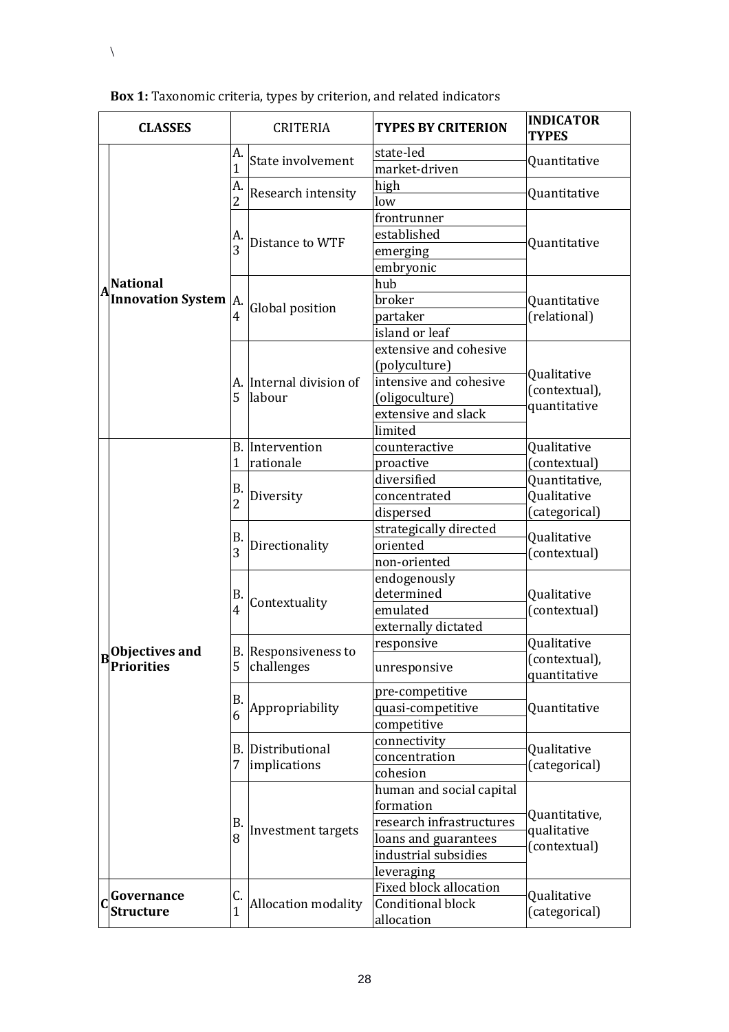\

**Box 1:** Taxonomic criteria, types by criterion, and related indicators

| CLASSES | | CRITERIA | | TYPES BY CRITERION | INDICATOR TYPES |
|---|---|---|---|---|---|
| A | National Innovation System | A. 1 | State involvement | state-led | Quantitative |
| | | | | market-driven | |
| | | A. 2 | Research intensity | high | Quantitative |
| | | | | low | |
| | | A. 3 | Distance to WTF | frontrunner | Quantitative |
| | | | | established | |
| | | | | emerging | |
| | | | | embryonic | |
| | | A. 4 | Global position | hub | Quantitative (relational) |
| | | | | broker | |
| | | | | partaker | |
| | | | | island or leaf | |
| | | A. 5 | Internal division of labour | extensive and cohesive (polyculture) | Qualitative (contextual), quantitative |
| | | | | intensive and cohesive (oligoculture) | |
| | | | | extensive and slack | |
| | | | | limited | |
| B | Objectives and Priorities | B. 1 | Intervention rationale | counteractive | Qualitative (contextual) |
| | | | | proactive | |
| | | B. 2 | Diversity | diversified | Quantitative, Qualitative (categorical) |
| | | | | concentrated | |
| | | | | dispersed | |
| | | B. 3 | Directionality | strategically directed | Qualitative (contextual) |
| | | | | oriented | |
| | | | | non-oriented | |
| | | B. 4 | Contextuality | endogenously determined | Qualitative (contextual) |
| | | | | emulated | |
| | | | | externally dictated | |
| | | B. 5 | Responsiveness to challenges | responsive | Qualitative (contextual), quantitative |
| | | | | unresponsive | |
| | | B. 6 | Appropriability | pre-competitive | Quantitative |
| | | | | quasi-competitive | |
| | | | | competitive | |
| | | B. 7 | Distributional implications | connectivity | Qualitative (categorical) |
| | | | | concentration | |
| | | | | cohesion | |
| | | B. 8 | Investment targets | human and social capital formation | Quantitative, qualitative (contextual) |
| | | | | research infrastructures | |
| | | | | loans and guarantees | |
| | | | | industrial subsidies | |
| | | | | leveraging | |
| C | Governance Structure | C. 1 | Allocation modality | Fixed block allocation | Qualitative (categorical) |
| | | | | Conditional block allocation | |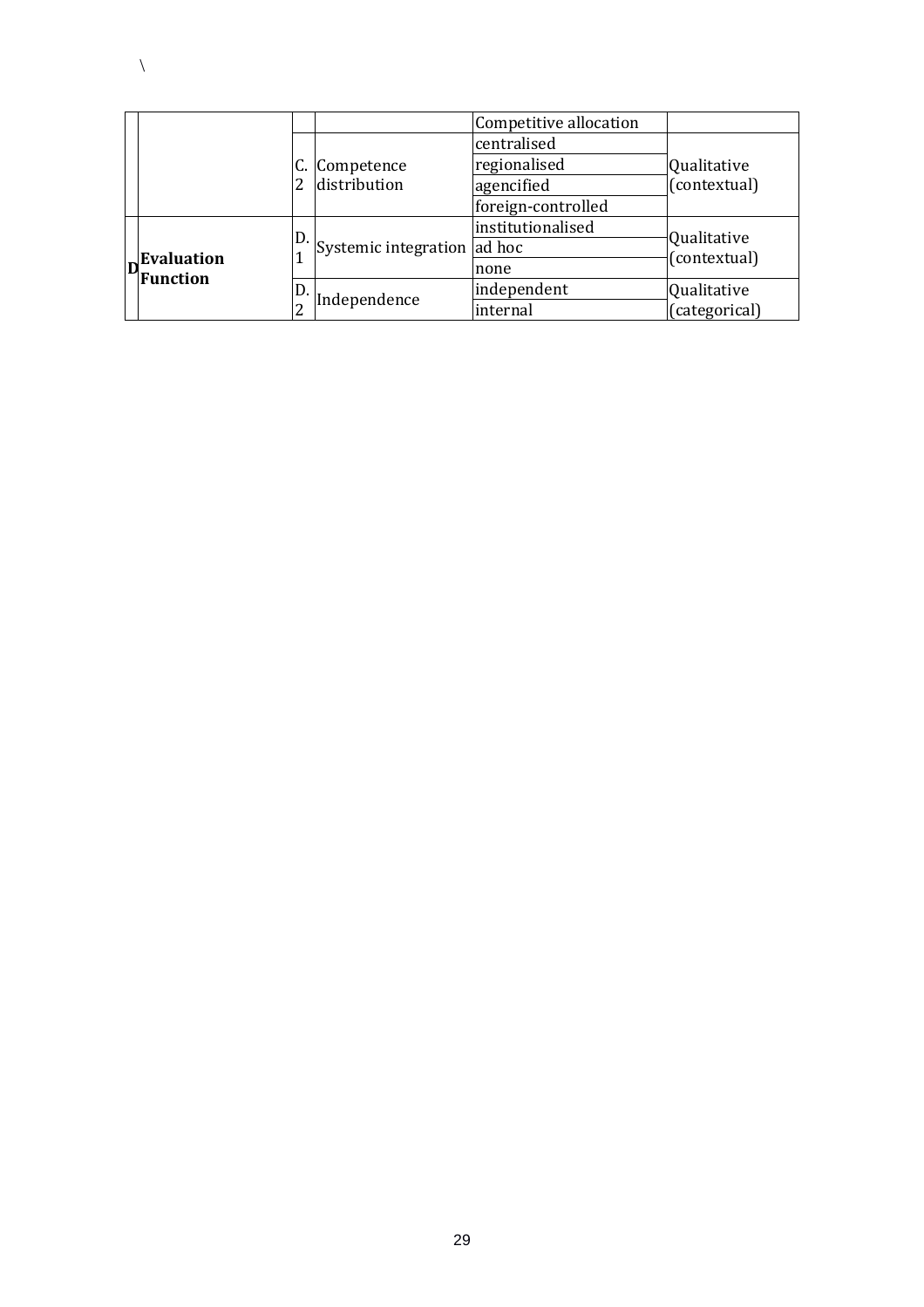\

| | | | | | |
|---|---|---|---|---|---|
| | | | | Competitive allocation | |
| | | C. 2 | Competence distribution | centralised | Qualitative (contextual) |
| | | | | regionalised | |
| | | | | agencified | |
| | | | | foreign-controlled | |
| D | **Evaluation Function** | D. 1 | Systemic integration | institutionalised | Qualitative (contextual) |
| | | | | ad hoc | |
| | | | | none | |
| | | D. 2 | Independence | independent | Qualitative (categorical) |
| | | | | internal | |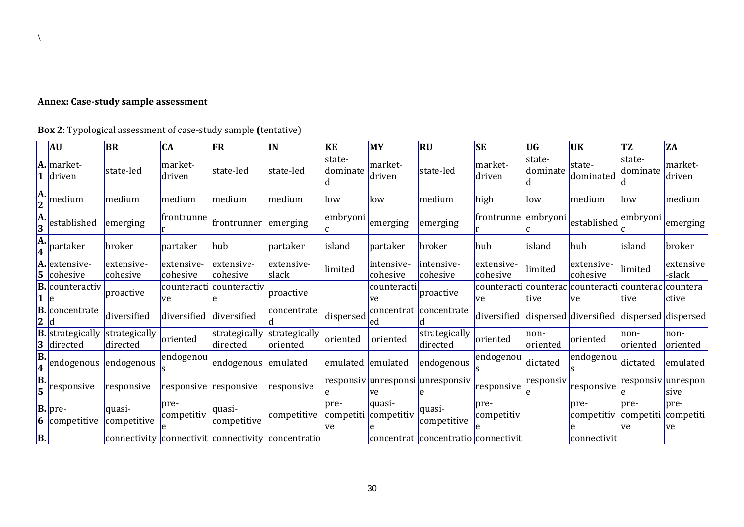\

## Annex: Case-study sample assessment

**Box 2:** Typological assessment of case-study sample **(**tentative)

| | AU | BR | CA | FR | IN | KE | MY | RU | SE | UG | UK | TZ | ZA |
|---|---|---|---|---|---|---|---|---|---|---|---|---|---|
| A.1 | market-driven | state-led | market-driven | state-led | state-led | state-dominated | market-driven | state-led | market-driven | state-dominated | state-dominated | state-dominated | market-driven |
| A.2 | medium | medium | medium | medium | medium | low | low | medium | high | low | medium | low | medium |
| A.3 | established | emerging | frontrunner | frontrunner | emerging | embryonic | emerging | emerging | frontrunner | embryonic | established | embryonic | emerging |
| A.4 | partaker | broker | partaker | hub | partaker | island | partaker | broker | hub | island | hub | island | broker |
| A.5 | extensive-cohesive | extensive-cohesive | extensive-cohesive | extensive-cohesive | extensive-slack | limited | intensive-cohesive | intensive-cohesive | extensive-cohesive | limited | extensive-cohesive | limited | extensive-slack |
| B.1 | counteractive | proactive | counteractive | counteractive | proactive | | counteractive | proactive | counteractive | counteractive | counteractive | counteractive | counteractive |
| B.2 | concentrated | diversified | diversified | diversified | concentrated | dispersed | concentrated | concentrated | diversified | dispersed | diversified | dispersed | dispersed |
| B.3 | strategically directed | strategically directed | oriented | strategically directed | strategically oriented | oriented | oriented | strategically directed | oriented | non-oriented | oriented | non-oriented | non-oriented |
| B.4 | endogenous | endogenous | endogenous | endogenous | emulated | emulated | emulated | endogenous | endogenous | dictated | endogenous | dictated | emulated |
| B.5 | responsive | responsive | responsive | responsive | responsive | responsive | unresponsive | unresponsive | responsive | responsive | responsive | responsive | unresponsive |
| B.6 | pre-competitive | quasi-competitive | pre-competitive | quasi-competitive | competitive | pre-competitive | quasi-competitive | quasi-competitive | pre-competitive | | pre-competitive | pre-competitive | pre-competitive |
| B. | | connectivity | connectivit | connectivity | concentratio | | concentrat | concentratio | connectivit | | connectivit | | |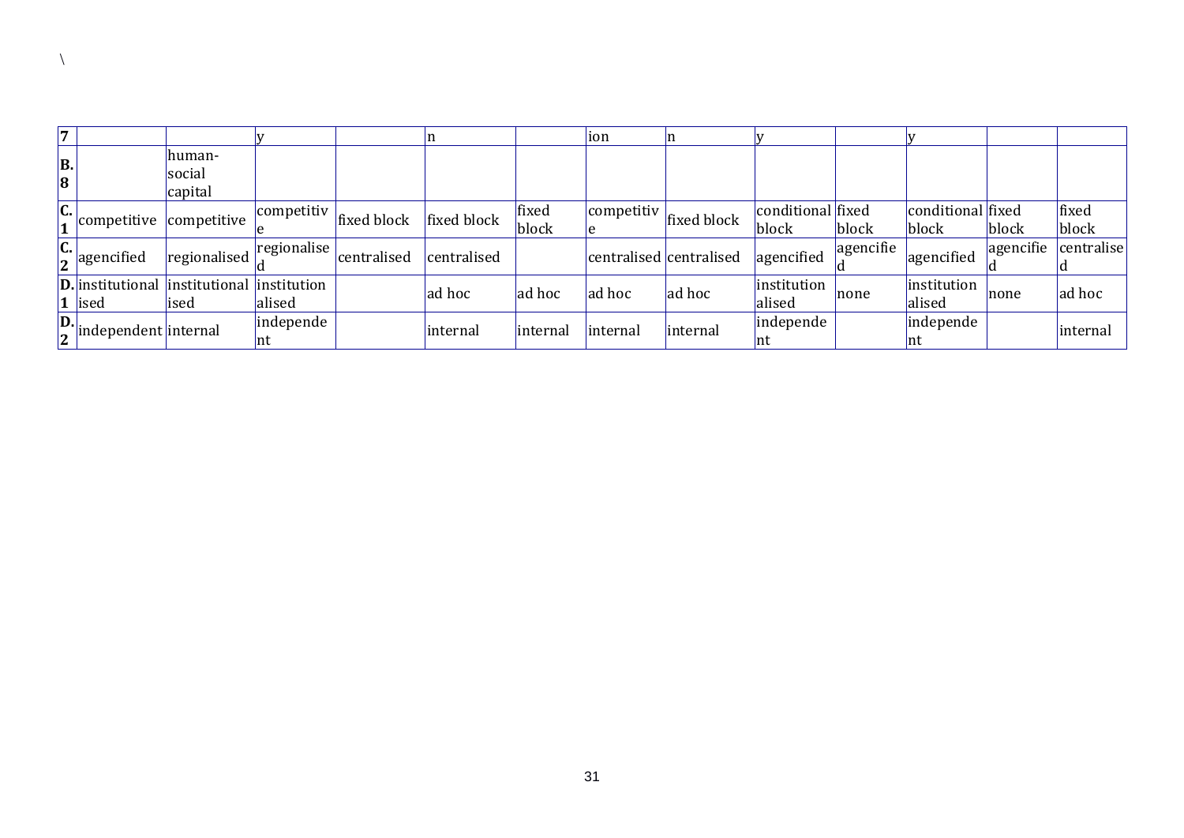\

| 7 | | | y | | n | | ion | n | y | | y | | |
|---|---|---|---|---|---|---|---|---|---|---|---|---|---|
| B. 8 | | human-social capital | | | | | | | | | | | |
| C. 1 | competitive | competitive | competitive | fixed block | fixed block | fixed block | competitive | fixed block | conditional block | fixed block | conditional block | fixed block | fixed block |
| C. 2 | agencified | regionalised | regionalised | centralised | centralised | | centralised | centralised | agencified | agencified | agencified | agencified | centralised |
| D. 1 | institutionalised | institutionalised | institutionalised | | ad hoc | ad hoc | ad hoc | ad hoc | institutionalised | none | institutionalised | none | ad hoc |
| D. 2 | independent | internal | independent | | internal | internal | internal | internal | independent | | independent | | internal |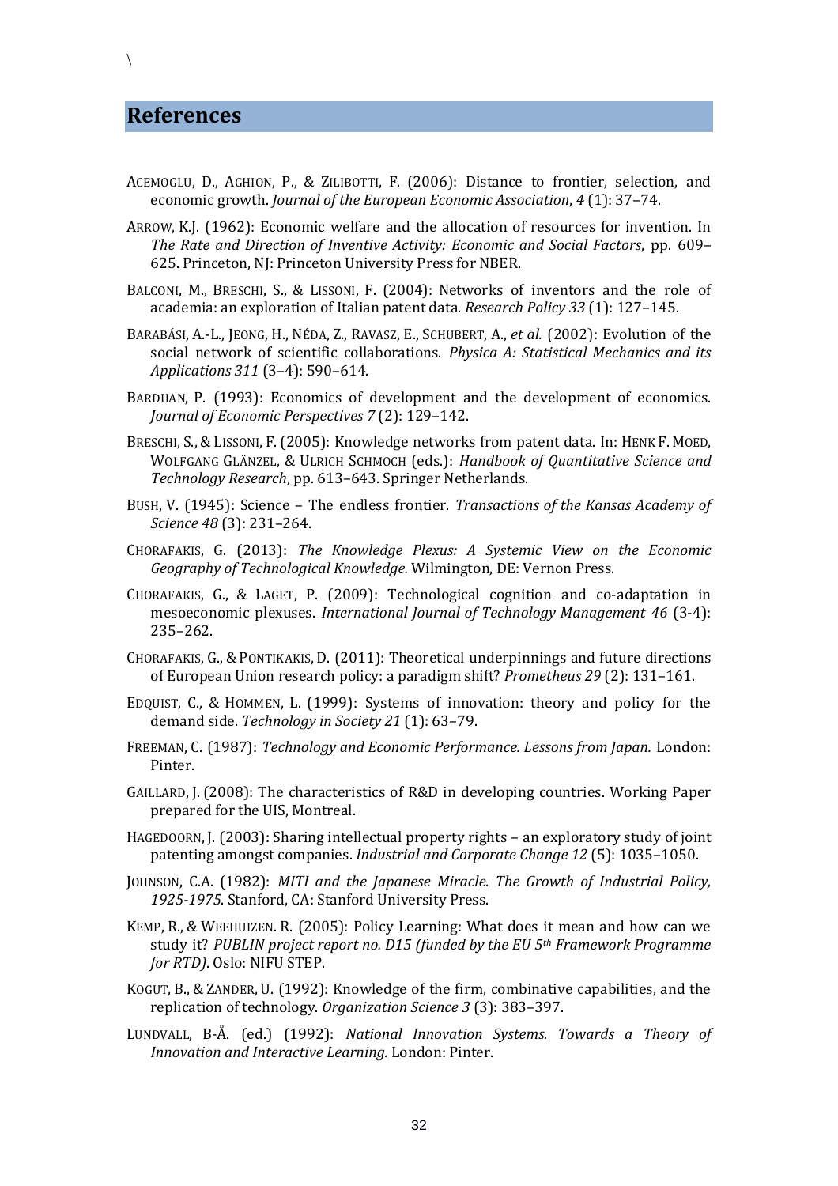\

## References

ACEMOGLU, D., AGHION, P., & ZILIBOTTI, F. (2006): Distance to frontier, selection, and economic growth. *Journal of the European Economic Association*, *4* (1): 37–74.

ARROW, K.J. (1962): Economic welfare and the allocation of resources for invention. In *The Rate and Direction of Inventive Activity: Economic and Social Factors*, pp. 609–625. Princeton, NJ: Princeton University Press for NBER.

BALCONI, M., BRESCHI, S., & LISSONI, F. (2004): Networks of inventors and the role of academia: an exploration of Italian patent data. *Research Policy 33* (1): 127–145.

BARABÁSI, A.-L., JEONG, H., NÉDA, Z., RAVASZ, E., SCHUBERT, A., *et al.* (2002): Evolution of the social network of scientific collaborations. *Physica A: Statistical Mechanics and its Applications 311* (3–4): 590–614.

BARDHAN, P. (1993): Economics of development and the development of economics. *Journal of Economic Perspectives 7* (2): 129–142.

BRESCHI, S., & LISSONI, F. (2005): Knowledge networks from patent data. In: HENK F. MOED, WOLFGANG GLÄNZEL, & ULRICH SCHMOCH (eds.): *Handbook of Quantitative Science and Technology Research*, pp. 613–643. Springer Netherlands.

BUSH, V. (1945): Science – The endless frontier. *Transactions of the Kansas Academy of Science 48* (3): 231–264.

CHORAFAKIS, G. (2013): *The Knowledge Plexus: A Systemic View on the Economic Geography of Technological Knowledge.* Wilmington, DE: Vernon Press.

CHORAFAKIS, G., & LAGET, P. (2009): Technological cognition and co-adaptation in mesoeconomic plexuses. *International Journal of Technology Management 46* (3-4): 235–262.

CHORAFAKIS, G., & PONTIKAKIS, D. (2011): Theoretical underpinnings and future directions of European Union research policy: a paradigm shift? *Prometheus 29* (2): 131–161.

EDQUIST, C., & HOMMEN, L. (1999): Systems of innovation: theory and policy for the demand side. *Technology in Society 21* (1): 63–79.

FREEMAN, C. (1987): *Technology and Economic Performance. Lessons from Japan.* London: Pinter.

GAILLARD, J. (2008): The characteristics of R&D in developing countries. Working Paper prepared for the UIS, Montreal.

HAGEDOORN, J. (2003): Sharing intellectual property rights – an exploratory study of joint patenting amongst companies. *Industrial and Corporate Change 12* (5): 1035–1050.

JOHNSON, C.A. (1982): *MITI and the Japanese Miracle. The Growth of Industrial Policy, 1925-1975.* Stanford, CA: Stanford University Press.

KEMP, R., & WEEHUIZEN. R. (2005): Policy Learning: What does it mean and how can we study it? *PUBLIN project report no. D15 (funded by the EU 5th Framework Programme for RTD)*. Oslo: NIFU STEP.

KOGUT, B., & ZANDER, U. (1992): Knowledge of the firm, combinative capabilities, and the replication of technology. *Organization Science 3* (3): 383–397.

LUNDVALL, B-Å. (ed.) (1992): *National Innovation Systems. Towards a Theory of Innovation and Interactive Learning.* London: Pinter.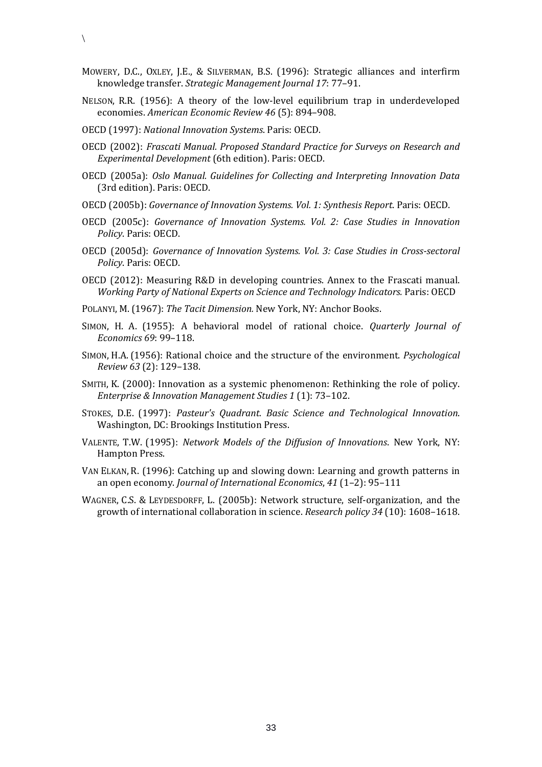\

MOWERY, D.C., OXLEY, J.E., & SILVERMAN, B.S. (1996): Strategic alliances and interfirm knowledge transfer. *Strategic Management Journal 17*: 77–91.

NELSON, R.R. (1956): A theory of the low-level equilibrium trap in underdeveloped economies. *American Economic Review 46* (5): 894–908.

OECD (1997): *National Innovation Systems*. Paris: OECD.

OECD (2002): *Frascati Manual. Proposed Standard Practice for Surveys on Research and Experimental Development* (6th edition). Paris: OECD.

OECD (2005a): *Oslo Manual. Guidelines for Collecting and Interpreting Innovation Data* (3rd edition). Paris: OECD.

OECD (2005b): *Governance of Innovation Systems. Vol. 1: Synthesis Report*. Paris: OECD.

OECD (2005c): *Governance of Innovation Systems. Vol. 2: Case Studies in Innovation Policy*. Paris: OECD.

OECD (2005d): *Governance of Innovation Systems. Vol. 3: Case Studies in Cross-sectoral Policy*. Paris: OECD.

OECD (2012): Measuring R&D in developing countries. Annex to the Frascati manual. *Working Party of National Experts on Science and Technology Indicators.* Paris: OECD

POLANYI, M. (1967): *The Tacit Dimension.* New York, NY: Anchor Books.

SIMON, H. A. (1955): A behavioral model of rational choice. *Quarterly Journal of Economics 69*: 99–118.

SIMON, H.A. (1956): Rational choice and the structure of the environment. *Psychological Review 63* (2): 129–138.

SMITH, K. (2000): Innovation as a systemic phenomenon: Rethinking the role of policy. *Enterprise & Innovation Management Studies 1* (1): 73–102.

STOKES, D.E. (1997): *Pasteur's Quadrant. Basic Science and Technological Innovation*. Washington, DC: Brookings Institution Press.

VALENTE, T.W. (1995): *Network Models of the Diffusion of Innovations*. New York, NY: Hampton Press.

VAN ELKAN, R. (1996): Catching up and slowing down: Learning and growth patterns in an open economy. *Journal of International Economics*, *41* (1–2): 95–111

WAGNER, C.S. & LEYDESDORFF, L. (2005b): Network structure, self-organization, and the growth of international collaboration in science. *Research policy 34* (10): 1608–1618.